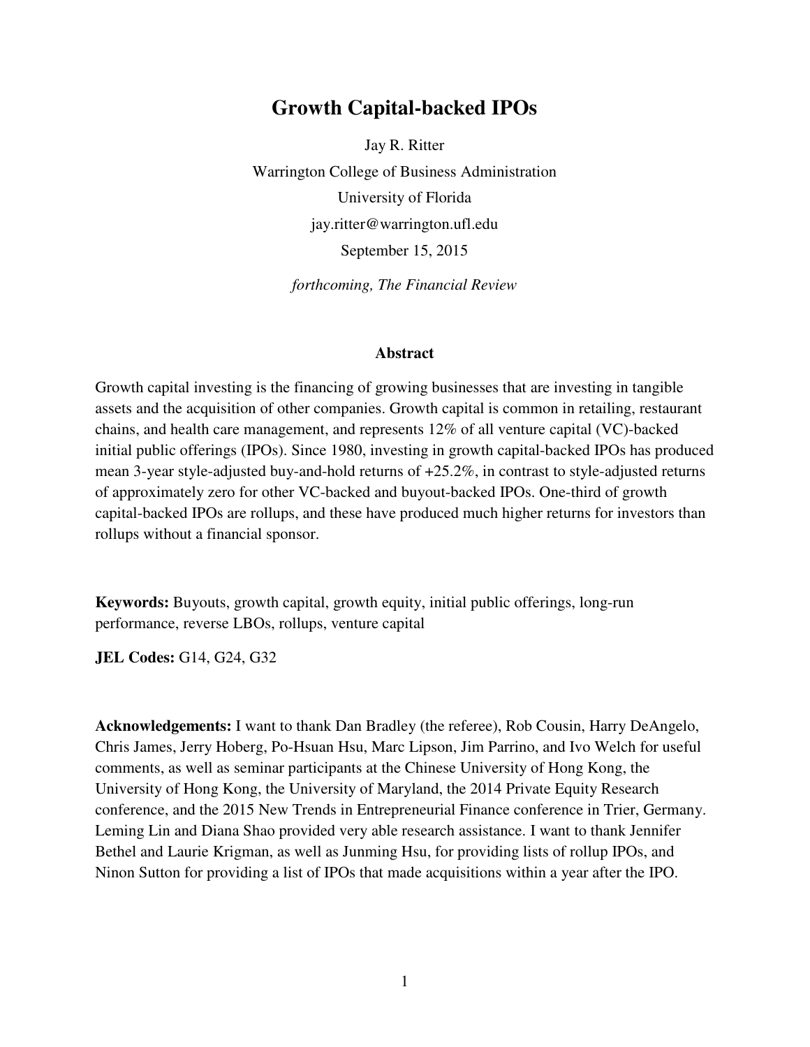# Growth Capital-backed IPOs

Jay R. Ritter

Warrington College of Business Administration

University of Florida

jay.ritter@warrington.ufl.edu

September 15, 2015

*forthcoming, The Financial Review*

### Abstract

Growth capital investing is the financing of growing businesses that are investing in tangible assets and the acquisition of other companies. Growth capital is common in retailing, restaurant chains, and health care management, and represents 12% of all venture capital (VC)-backed initial public offerings (IPOs). Since 1980, investing in growth capital-backed IPOs has produced mean 3-year style-adjusted buy-and-hold returns of +25.2%, in contrast to style-adjusted returns of approximately zero for other VC-backed and buyout-backed IPOs. One-third of growth capital-backed IPOs are rollups, and these have produced much higher returns for investors than rollups without a financial sponsor.

**Keywords:** Buyouts, growth capital, growth equity, initial public offerings, long-run performance, reverse LBOs, rollups, venture capital

**JEL Codes:** G14, G24, G32

**Acknowledgements:** I want to thank Dan Bradley (the referee), Rob Cousin, Harry DeAngelo, Chris James, Jerry Hoberg, Po-Hsuan Hsu, Marc Lipson, Jim Parrino, and Ivo Welch for useful comments, as well as seminar participants at the Chinese University of Hong Kong, the University of Hong Kong, the University of Maryland, the 2014 Private Equity Research conference, and the 2015 New Trends in Entrepreneurial Finance conference in Trier, Germany. Leming Lin and Diana Shao provided very able research assistance. I want to thank Jennifer Bethel and Laurie Krigman, as well as Junming Hsu, for providing lists of rollup IPOs, and Ninon Sutton for providing a list of IPOs that made acquisitions within a year after the IPO.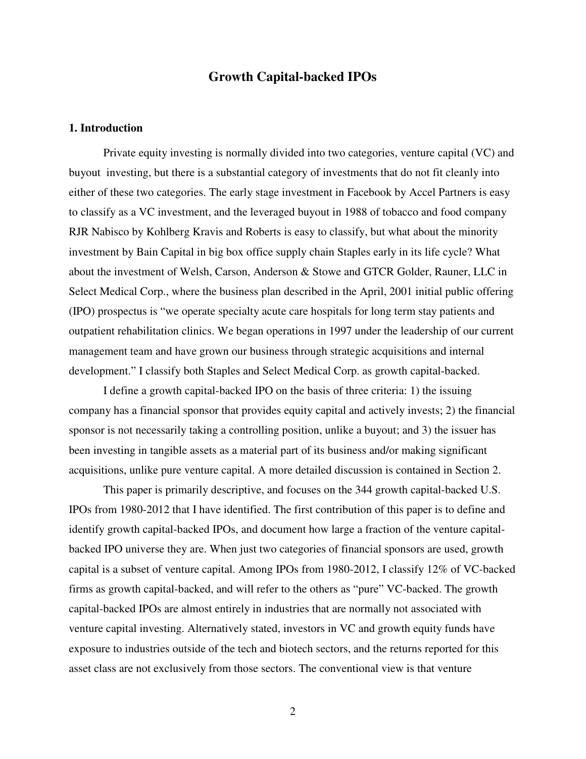# Growth Capital-backed IPOs

## 1. Introduction

Private equity investing is normally divided into two categories, venture capital (VC) and buyout investing, but there is a substantial category of investments that do not fit cleanly into either of these two categories. The early stage investment in Facebook by Accel Partners is easy to classify as a VC investment, and the leveraged buyout in 1988 of tobacco and food company RJR Nabisco by Kohlberg Kravis and Roberts is easy to classify, but what about the minority investment by Bain Capital in big box office supply chain Staples early in its life cycle? What about the investment of Welsh, Carson, Anderson & Stowe and GTCR Golder, Rauner, LLC in Select Medical Corp., where the business plan described in the April, 2001 initial public offering (IPO) prospectus is "we operate specialty acute care hospitals for long term stay patients and outpatient rehabilitation clinics. We began operations in 1997 under the leadership of our current management team and have grown our business through strategic acquisitions and internal development." I classify both Staples and Select Medical Corp. as growth capital-backed.

I define a growth capital-backed IPO on the basis of three criteria: 1) the issuing company has a financial sponsor that provides equity capital and actively invests; 2) the financial sponsor is not necessarily taking a controlling position, unlike a buyout; and 3) the issuer has been investing in tangible assets as a material part of its business and/or making significant acquisitions, unlike pure venture capital. A more detailed discussion is contained in Section 2.

This paper is primarily descriptive, and focuses on the 344 growth capital-backed U.S. IPOs from 1980-2012 that I have identified. The first contribution of this paper is to define and identify growth capital-backed IPOs, and document how large a fraction of the venture capital-backed IPO universe they are. When just two categories of financial sponsors are used, growth capital is a subset of venture capital. Among IPOs from 1980-2012, I classify 12% of VC-backed firms as growth capital-backed, and will refer to the others as "pure" VC-backed. The growth capital-backed IPOs are almost entirely in industries that are normally not associated with venture capital investing. Alternatively stated, investors in VC and growth equity funds have exposure to industries outside of the tech and biotech sectors, and the returns reported for this asset class are not exclusively from those sectors. The conventional view is that venture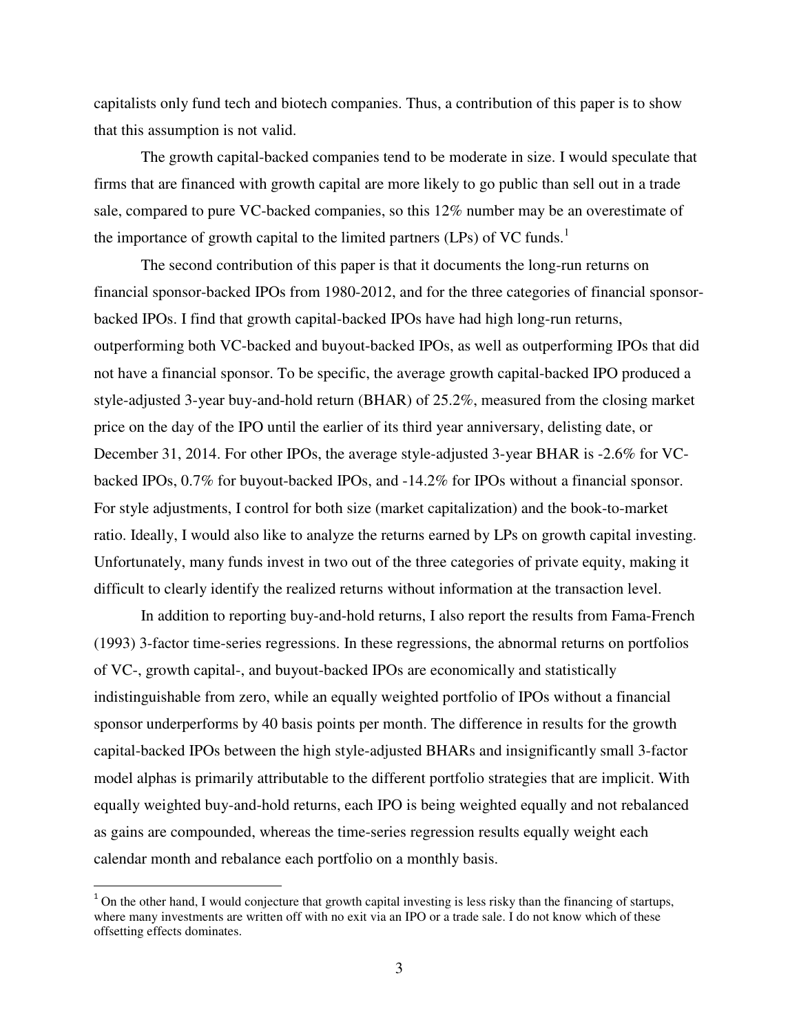capitalists only fund tech and biotech companies. Thus, a contribution of this paper is to show that this assumption is not valid.

The growth capital-backed companies tend to be moderate in size. I would speculate that firms that are financed with growth capital are more likely to go public than sell out in a trade sale, compared to pure VC-backed companies, so this 12% number may be an overestimate of the importance of growth capital to the limited partners (LPs) of VC funds.[1]

The second contribution of this paper is that it documents the long-run returns on financial sponsor-backed IPOs from 1980-2012, and for the three categories of financial sponsor-backed IPOs. I find that growth capital-backed IPOs have had high long-run returns, outperforming both VC-backed and buyout-backed IPOs, as well as outperforming IPOs that did not have a financial sponsor. To be specific, the average growth capital-backed IPO produced a style-adjusted 3-year buy-and-hold return (BHAR) of 25.2%, measured from the closing market price on the day of the IPO until the earlier of its third year anniversary, delisting date, or December 31, 2014. For other IPOs, the average style-adjusted 3-year BHAR is -2.6% for VC-backed IPOs, 0.7% for buyout-backed IPOs, and -14.2% for IPOs without a financial sponsor. For style adjustments, I control for both size (market capitalization) and the book-to-market ratio. Ideally, I would also like to analyze the returns earned by LPs on growth capital investing. Unfortunately, many funds invest in two out of the three categories of private equity, making it difficult to clearly identify the realized returns without information at the transaction level.

In addition to reporting buy-and-hold returns, I also report the results from Fama-French (1993) 3-factor time-series regressions. In these regressions, the abnormal returns on portfolios of VC-, growth capital-, and buyout-backed IPOs are economically and statistically indistinguishable from zero, while an equally weighted portfolio of IPOs without a financial sponsor underperforms by 40 basis points per month. The difference in results for the growth capital-backed IPOs between the high style-adjusted BHARs and insignificantly small 3-factor model alphas is primarily attributable to the different portfolio strategies that are implicit. With equally weighted buy-and-hold returns, each IPO is being weighted equally and not rebalanced as gains are compounded, whereas the time-series regression results equally weight each calendar month and rebalance each portfolio on a monthly basis.

[1] On the other hand, I would conjecture that growth capital investing is less risky than the financing of startups, where many investments are written off with no exit via an IPO or a trade sale. I do not know which of these offsetting effects dominates.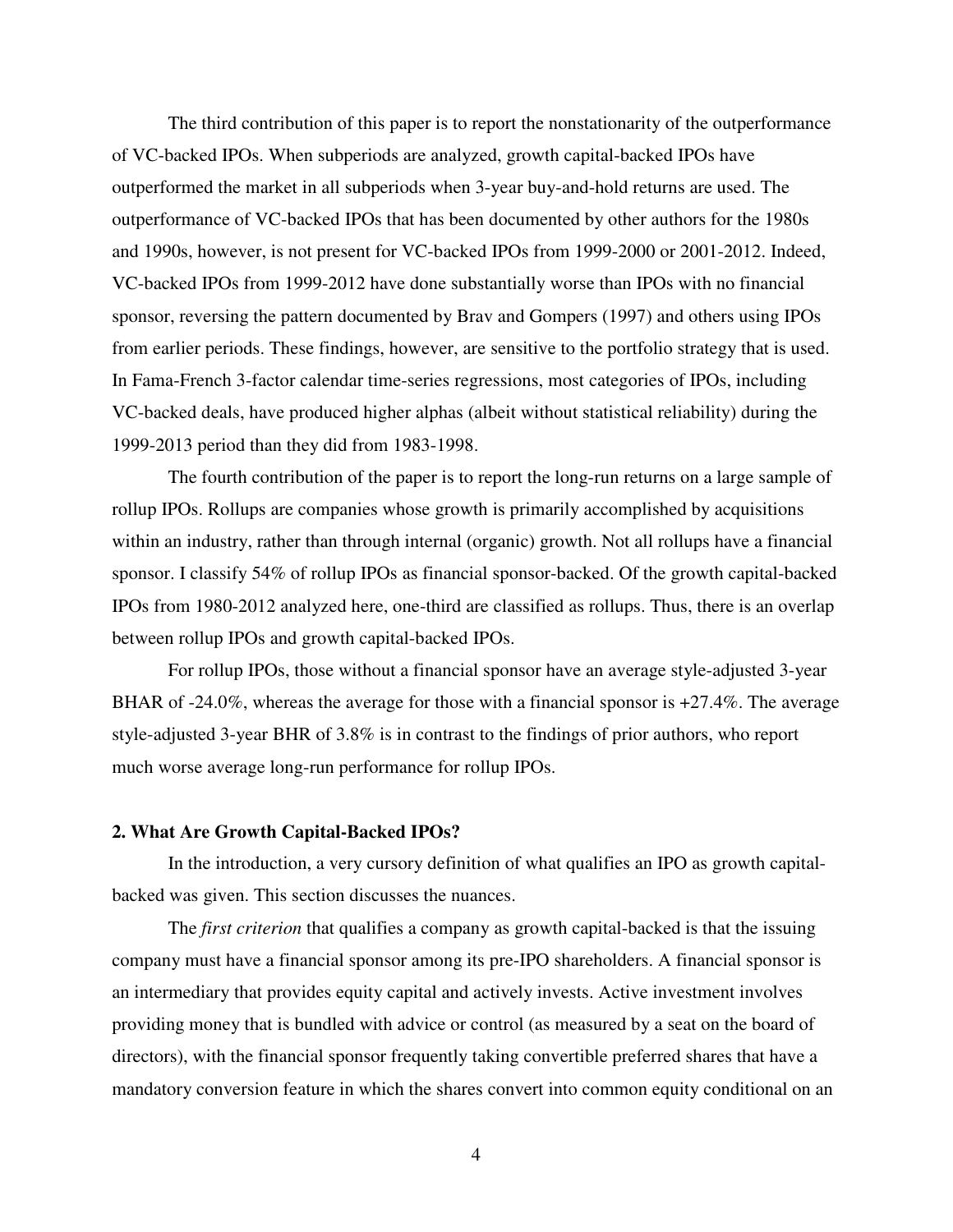The third contribution of this paper is to report the nonstationarity of the outperformance of VC-backed IPOs. When subperiods are analyzed, growth capital-backed IPOs have outperformed the market in all subperiods when 3-year buy-and-hold returns are used. The outperformance of VC-backed IPOs that has been documented by other authors for the 1980s and 1990s, however, is not present for VC-backed IPOs from 1999-2000 or 2001-2012. Indeed, VC-backed IPOs from 1999-2012 have done substantially worse than IPOs with no financial sponsor, reversing the pattern documented by Brav and Gompers (1997) and others using IPOs from earlier periods. These findings, however, are sensitive to the portfolio strategy that is used. In Fama-French 3-factor calendar time-series regressions, most categories of IPOs, including VC-backed deals, have produced higher alphas (albeit without statistical reliability) during the 1999-2013 period than they did from 1983-1998.

The fourth contribution of the paper is to report the long-run returns on a large sample of rollup IPOs. Rollups are companies whose growth is primarily accomplished by acquisitions within an industry, rather than through internal (organic) growth. Not all rollups have a financial sponsor. I classify 54% of rollup IPOs as financial sponsor-backed. Of the growth capital-backed IPOs from 1980-2012 analyzed here, one-third are classified as rollups. Thus, there is an overlap between rollup IPOs and growth capital-backed IPOs.

For rollup IPOs, those without a financial sponsor have an average style-adjusted 3-year BHAR of -24.0%, whereas the average for those with a financial sponsor is +27.4%. The average style-adjusted 3-year BHR of 3.8% is in contrast to the findings of prior authors, who report much worse average long-run performance for rollup IPOs.

## 2. What Are Growth Capital-Backed IPOs?

In the introduction, a very cursory definition of what qualifies an IPO as growth capital-backed was given. This section discusses the nuances.

The *first criterion* that qualifies a company as growth capital-backed is that the issuing company must have a financial sponsor among its pre-IPO shareholders. A financial sponsor is an intermediary that provides equity capital and actively invests. Active investment involves providing money that is bundled with advice or control (as measured by a seat on the board of directors), with the financial sponsor frequently taking convertible preferred shares that have a mandatory conversion feature in which the shares convert into common equity conditional on an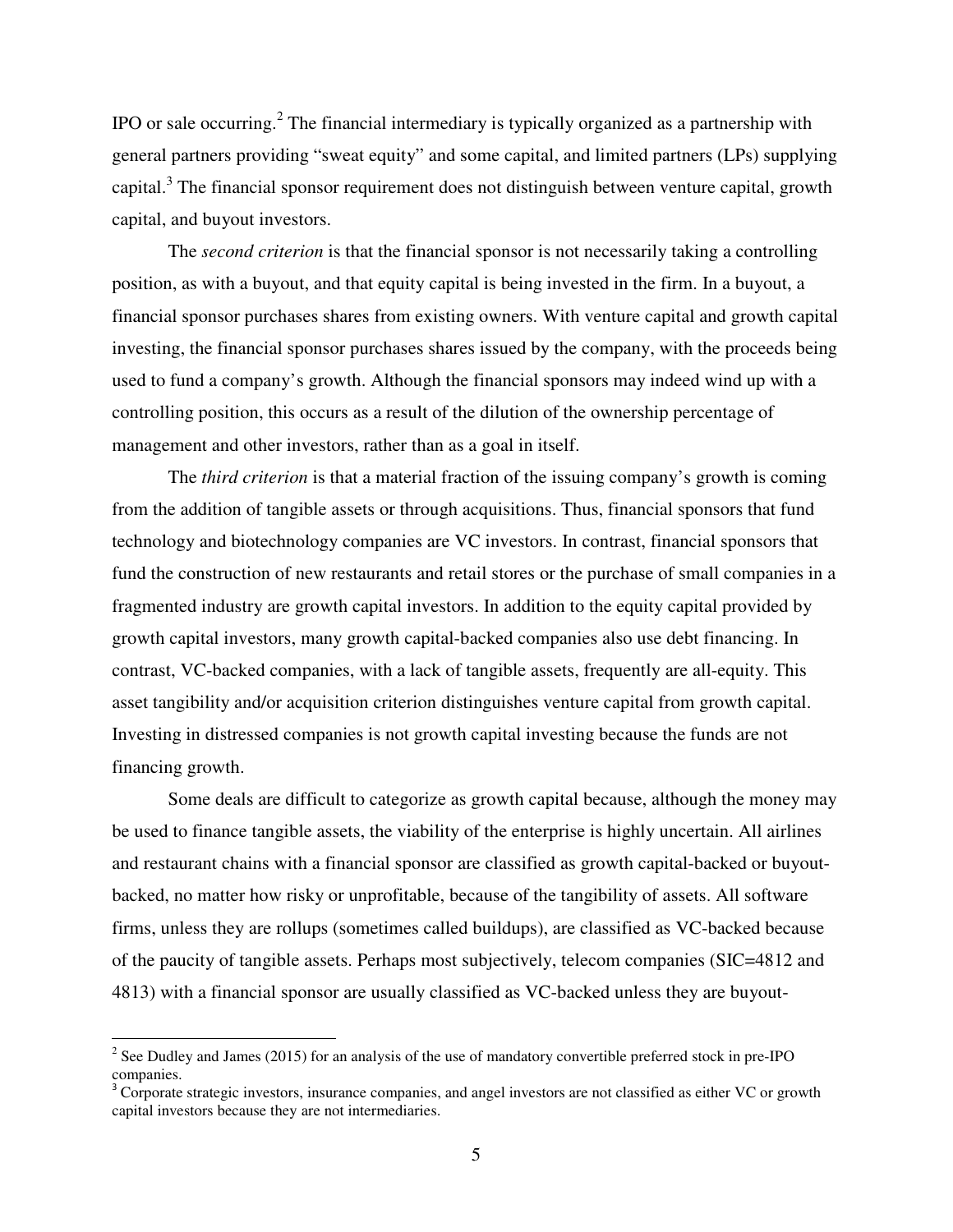IPO or sale occurring.[2] The financial intermediary is typically organized as a partnership with general partners providing "sweat equity" and some capital, and limited partners (LPs) supplying capital.[3] The financial sponsor requirement does not distinguish between venture capital, growth capital, and buyout investors.

The *second criterion* is that the financial sponsor is not necessarily taking a controlling position, as with a buyout, and that equity capital is being invested in the firm. In a buyout, a financial sponsor purchases shares from existing owners. With venture capital and growth capital investing, the financial sponsor purchases shares issued by the company, with the proceeds being used to fund a company's growth. Although the financial sponsors may indeed wind up with a controlling position, this occurs as a result of the dilution of the ownership percentage of management and other investors, rather than as a goal in itself.

The *third criterion* is that a material fraction of the issuing company's growth is coming from the addition of tangible assets or through acquisitions. Thus, financial sponsors that fund technology and biotechnology companies are VC investors. In contrast, financial sponsors that fund the construction of new restaurants and retail stores or the purchase of small companies in a fragmented industry are growth capital investors. In addition to the equity capital provided by growth capital investors, many growth capital-backed companies also use debt financing. In contrast, VC-backed companies, with a lack of tangible assets, frequently are all-equity. This asset tangibility and/or acquisition criterion distinguishes venture capital from growth capital. Investing in distressed companies is not growth capital investing because the funds are not financing growth.

Some deals are difficult to categorize as growth capital because, although the money may be used to finance tangible assets, the viability of the enterprise is highly uncertain. All airlines and restaurant chains with a financial sponsor are classified as growth capital-backed or buyout-backed, no matter how risky or unprofitable, because of the tangibility of assets. All software firms, unless they are rollups (sometimes called buildups), are classified as VC-backed because of the paucity of tangible assets. Perhaps most subjectively, telecom companies (SIC=4812 and 4813) with a financial sponsor are usually classified as VC-backed unless they are buyout-

---

[2] See Dudley and James (2015) for an analysis of the use of mandatory convertible preferred stock in pre-IPO companies.

[3] Corporate strategic investors, insurance companies, and angel investors are not classified as either VC or growth capital investors because they are not intermediaries.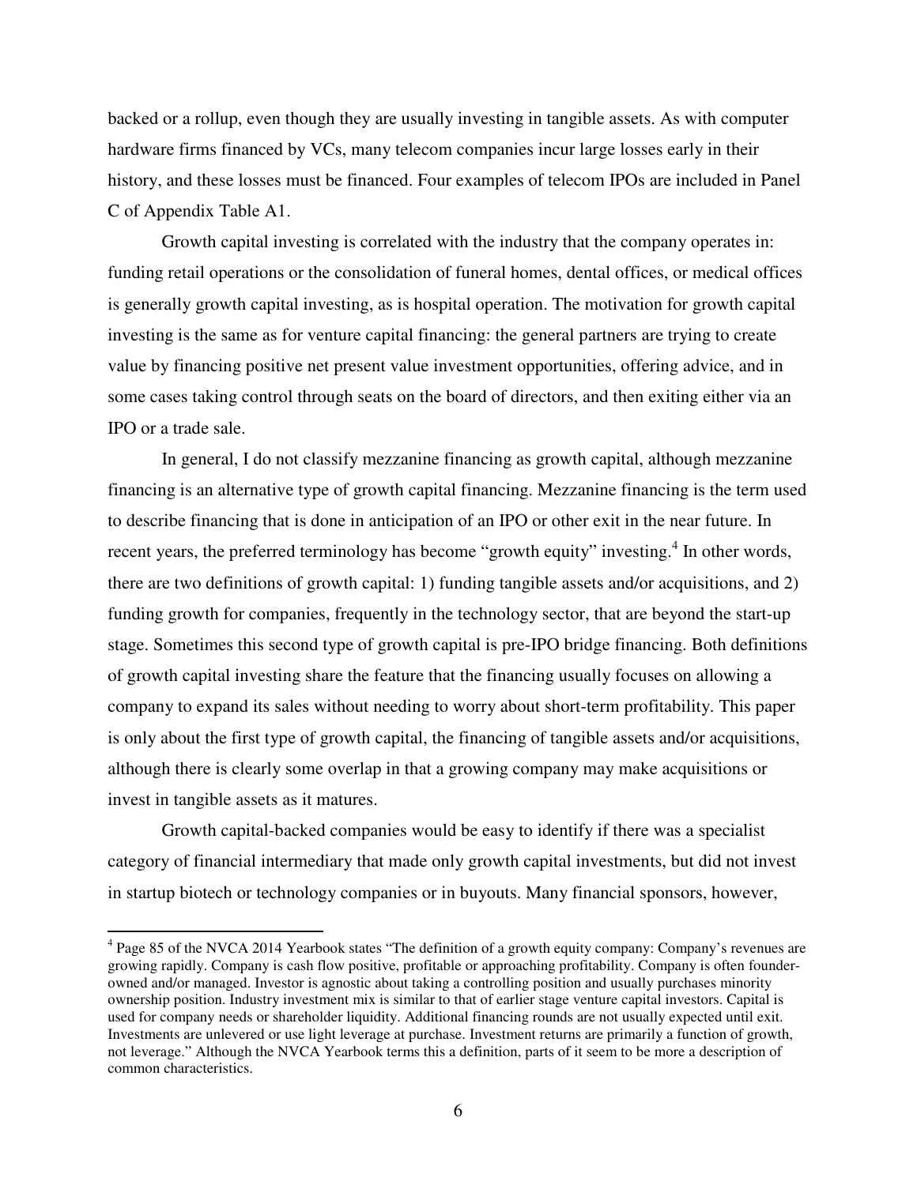backed or a rollup, even though they are usually investing in tangible assets. As with computer hardware firms financed by VCs, many telecom companies incur large losses early in their history, and these losses must be financed. Four examples of telecom IPOs are included in Panel C of Appendix Table A1.

Growth capital investing is correlated with the industry that the company operates in: funding retail operations or the consolidation of funeral homes, dental offices, or medical offices is generally growth capital investing, as is hospital operation. The motivation for growth capital investing is the same as for venture capital financing: the general partners are trying to create value by financing positive net present value investment opportunities, offering advice, and in some cases taking control through seats on the board of directors, and then exiting either via an IPO or a trade sale.

In general, I do not classify mezzanine financing as growth capital, although mezzanine financing is an alternative type of growth capital financing. Mezzanine financing is the term used to describe financing that is done in anticipation of an IPO or other exit in the near future. In recent years, the preferred terminology has become "growth equity" investing.[4] In other words, there are two definitions of growth capital: 1) funding tangible assets and/or acquisitions, and 2) funding growth for companies, frequently in the technology sector, that are beyond the start-up stage. Sometimes this second type of growth capital is pre-IPO bridge financing. Both definitions of growth capital investing share the feature that the financing usually focuses on allowing a company to expand its sales without needing to worry about short-term profitability. This paper is only about the first type of growth capital, the financing of tangible assets and/or acquisitions, although there is clearly some overlap in that a growing company may make acquisitions or invest in tangible assets as it matures.

Growth capital-backed companies would be easy to identify if there was a specialist category of financial intermediary that made only growth capital investments, but did not invest in startup biotech or technology companies or in buyouts. Many financial sponsors, however,

[4] Page 85 of the NVCA 2014 Yearbook states "The definition of a growth equity company: Company's revenues are growing rapidly. Company is cash flow positive, profitable or approaching profitability. Company is often founder-owned and/or managed. Investor is agnostic about taking a controlling position and usually purchases minority ownership position. Industry investment mix is similar to that of earlier stage venture capital investors. Capital is used for company needs or shareholder liquidity. Additional financing rounds are not usually expected until exit. Investments are unlevered or use light leverage at purchase. Investment returns are primarily a function of growth, not leverage." Although the NVCA Yearbook terms this a definition, parts of it seem to be more a description of common characteristics.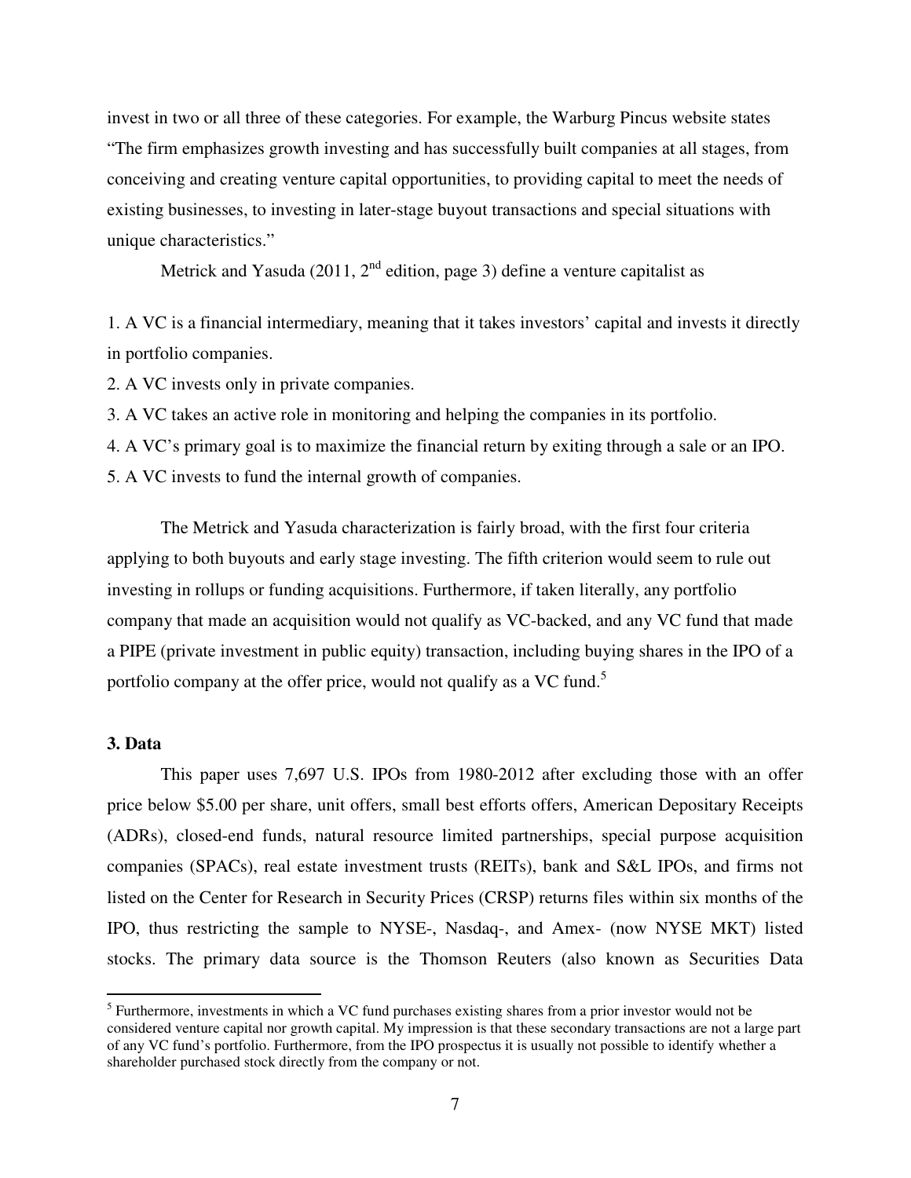invest in two or all three of these categories. For example, the Warburg Pincus website states "The firm emphasizes growth investing and has successfully built companies at all stages, from conceiving and creating venture capital opportunities, to providing capital to meet the needs of existing businesses, to investing in later-stage buyout transactions and special situations with unique characteristics."

Metrick and Yasuda (2011, 2nd edition, page 3) define a venture capitalist as

1. A VC is a financial intermediary, meaning that it takes investors' capital and invests it directly in portfolio companies.
2. A VC invests only in private companies.
3. A VC takes an active role in monitoring and helping the companies in its portfolio.
4. A VC's primary goal is to maximize the financial return by exiting through a sale or an IPO.
5. A VC invests to fund the internal growth of companies.

The Metrick and Yasuda characterization is fairly broad, with the first four criteria applying to both buyouts and early stage investing. The fifth criterion would seem to rule out investing in rollups or funding acquisitions. Furthermore, if taken literally, any portfolio company that made an acquisition would not qualify as VC-backed, and any VC fund that made a PIPE (private investment in public equity) transaction, including buying shares in the IPO of a portfolio company at the offer price, would not qualify as a VC fund.[5]

**3. Data**

This paper uses 7,697 U.S. IPOs from 1980-2012 after excluding those with an offer price below $5.00 per share, unit offers, small best efforts offers, American Depositary Receipts (ADRs), closed-end funds, natural resource limited partnerships, special purpose acquisition companies (SPACs), real estate investment trusts (REITs), bank and S&L IPOs, and firms not listed on the Center for Research in Security Prices (CRSP) returns files within six months of the IPO, thus restricting the sample to NYSE-, Nasdaq-, and Amex- (now NYSE MKT) listed stocks. The primary data source is the Thomson Reuters (also known as Securities Data

---

[5] Furthermore, investments in which a VC fund purchases existing shares from a prior investor would not be considered venture capital nor growth capital. My impression is that these secondary transactions are not a large part of any VC fund's portfolio. Furthermore, from the IPO prospectus it is usually not possible to identify whether a shareholder purchased stock directly from the company or not.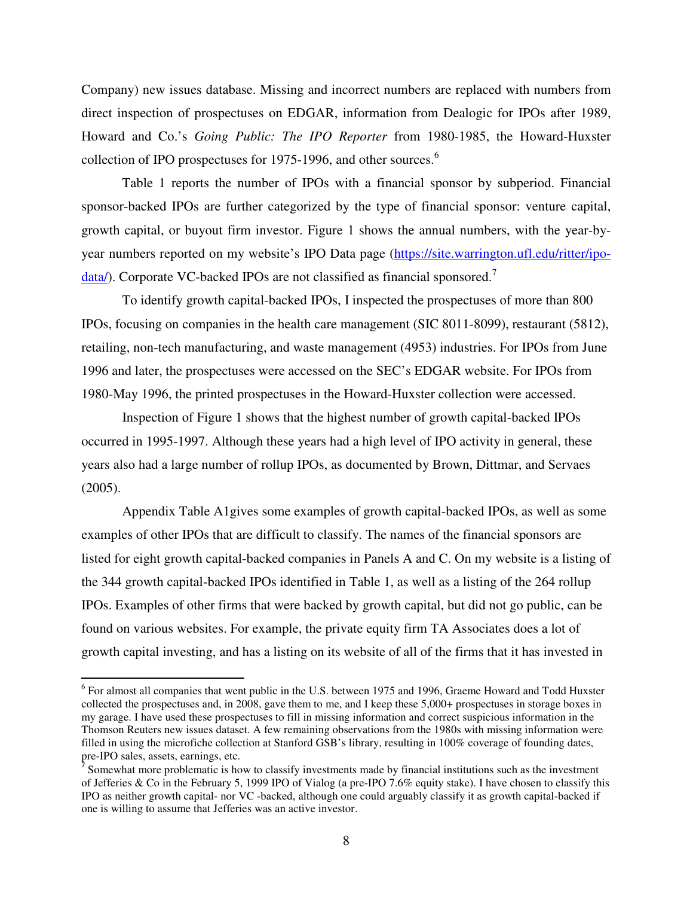Company) new issues database. Missing and incorrect numbers are replaced with numbers from direct inspection of prospectuses on EDGAR, information from Dealogic for IPOs after 1989, Howard and Co.'s *Going Public: The IPO Reporter* from 1980-1985, the Howard-Huxster collection of IPO prospectuses for 1975-1996, and other sources.[6]

Table 1 reports the number of IPOs with a financial sponsor by subperiod. Financial sponsor-backed IPOs are further categorized by the type of financial sponsor: venture capital, growth capital, or buyout firm investor. Figure 1 shows the annual numbers, with the year-by-year numbers reported on my website's IPO Data page (https://site.warrington.ufl.edu/ritter/ipo-data/). Corporate VC-backed IPOs are not classified as financial sponsored.[7]

To identify growth capital-backed IPOs, I inspected the prospectuses of more than 800 IPOs, focusing on companies in the health care management (SIC 8011-8099), restaurant (5812), retailing, non-tech manufacturing, and waste management (4953) industries. For IPOs from June 1996 and later, the prospectuses were accessed on the SEC's EDGAR website. For IPOs from 1980-May 1996, the printed prospectuses in the Howard-Huxster collection were accessed.

Inspection of Figure 1 shows that the highest number of growth capital-backed IPOs occurred in 1995-1997. Although these years had a high level of IPO activity in general, these years also had a large number of rollup IPOs, as documented by Brown, Dittmar, and Servaes (2005).

Appendix Table A1gives some examples of growth capital-backed IPOs, as well as some examples of other IPOs that are difficult to classify. The names of the financial sponsors are listed for eight growth capital-backed companies in Panels A and C. On my website is a listing of the 344 growth capital-backed IPOs identified in Table 1, as well as a listing of the 264 rollup IPOs. Examples of other firms that were backed by growth capital, but did not go public, can be found on various websites. For example, the private equity firm TA Associates does a lot of growth capital investing, and has a listing on its website of all of the firms that it has invested in

---

[6] For almost all companies that went public in the U.S. between 1975 and 1996, Graeme Howard and Todd Huxster collected the prospectuses and, in 2008, gave them to me, and I keep these 5,000+ prospectuses in storage boxes in my garage. I have used these prospectuses to fill in missing information and correct suspicious information in the Thomson Reuters new issues dataset. A few remaining observations from the 1980s with missing information were filled in using the microfiche collection at Stanford GSB's library, resulting in 100% coverage of founding dates, pre-IPO sales, assets, earnings, etc.

[7] Somewhat more problematic is how to classify investments made by financial institutions such as the investment of Jefferies & Co in the February 5, 1999 IPO of Vialog (a pre-IPO 7.6% equity stake). I have chosen to classify this IPO as neither growth capital- nor VC -backed, although one could arguably classify it as growth capital-backed if one is willing to assume that Jefferies was an active investor.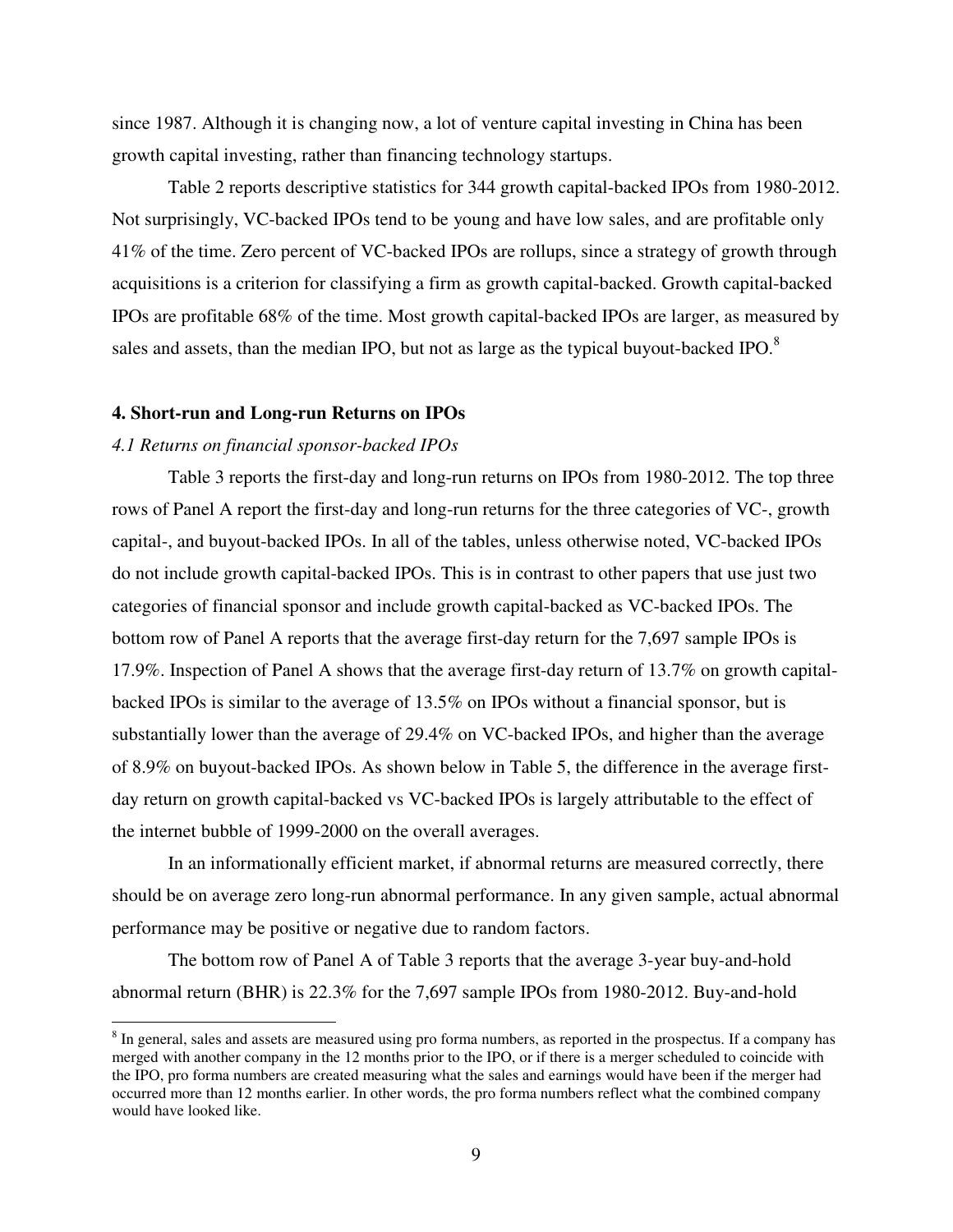since 1987. Although it is changing now, a lot of venture capital investing in China has been growth capital investing, rather than financing technology startups.

Table 2 reports descriptive statistics for 344 growth capital-backed IPOs from 1980-2012. Not surprisingly, VC-backed IPOs tend to be young and have low sales, and are profitable only 41% of the time. Zero percent of VC-backed IPOs are rollups, since a strategy of growth through acquisitions is a criterion for classifying a firm as growth capital-backed. Growth capital-backed IPOs are profitable 68% of the time. Most growth capital-backed IPOs are larger, as measured by sales and assets, than the median IPO, but not as large as the typical buyout-backed IPO.[8]

## 4. Short-run and Long-run Returns on IPOs

### *4.1 Returns on financial sponsor-backed IPOs*

Table 3 reports the first-day and long-run returns on IPOs from 1980-2012. The top three rows of Panel A report the first-day and long-run returns for the three categories of VC-, growth capital-, and buyout-backed IPOs. In all of the tables, unless otherwise noted, VC-backed IPOs do not include growth capital-backed IPOs. This is in contrast to other papers that use just two categories of financial sponsor and include growth capital-backed as VC-backed IPOs. The bottom row of Panel A reports that the average first-day return for the 7,697 sample IPOs is 17.9%. Inspection of Panel A shows that the average first-day return of 13.7% on growth capital-backed IPOs is similar to the average of 13.5% on IPOs without a financial sponsor, but is substantially lower than the average of 29.4% on VC-backed IPOs, and higher than the average of 8.9% on buyout-backed IPOs. As shown below in Table 5, the difference in the average first-day return on growth capital-backed vs VC-backed IPOs is largely attributable to the effect of the internet bubble of 1999-2000 on the overall averages.

In an informationally efficient market, if abnormal returns are measured correctly, there should be on average zero long-run abnormal performance. In any given sample, actual abnormal performance may be positive or negative due to random factors.

The bottom row of Panel A of Table 3 reports that the average 3-year buy-and-hold abnormal return (BHR) is 22.3% for the 7,697 sample IPOs from 1980-2012. Buy-and-hold

---

[8] In general, sales and assets are measured using pro forma numbers, as reported in the prospectus. If a company has merged with another company in the 12 months prior to the IPO, or if there is a merger scheduled to coincide with the IPO, pro forma numbers are created measuring what the sales and earnings would have been if the merger had occurred more than 12 months earlier. In other words, the pro forma numbers reflect what the combined company would have looked like.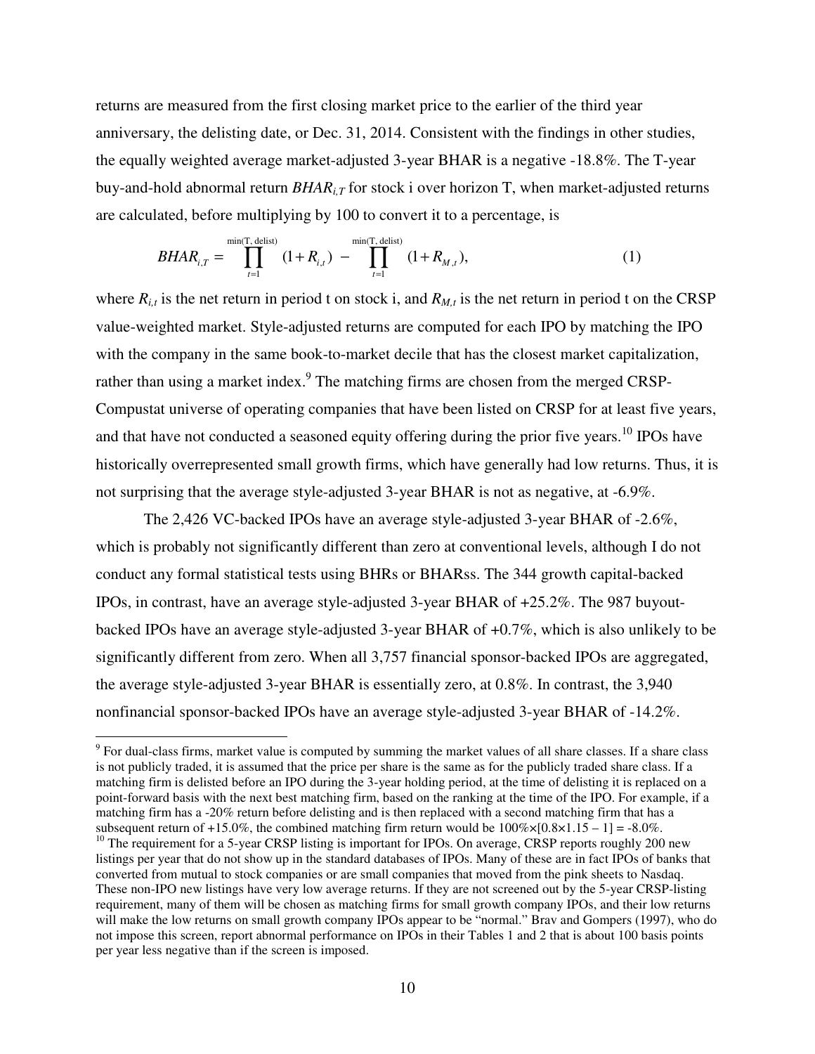returns are measured from the first closing market price to the earlier of the third year anniversary, the delisting date, or Dec. 31, 2014. Consistent with the findings in other studies, the equally weighted average market-adjusted 3-year BHAR is a negative -18.8%. The T-year buy-and-hold abnormal return $BHAR_{i,T}$ for stock i over horizon T, when market-adjusted returns are calculated, before multiplying by 100 to convert it to a percentage, is

$$BHAR_{i,T} = \prod_{t=1}^{\min(T,\text{ delist})} (1 + R_{i,t}) - \prod_{t=1}^{\min(T,\text{ delist})} (1 + R_{M,t}), \tag{1}$$

where $R_{i,t}$ is the net return in period t on stock i, and $R_{M,t}$ is the net return in period t on the CRSP value-weighted market. Style-adjusted returns are computed for each IPO by matching the IPO with the company in the same book-to-market decile that has the closest market capitalization, rather than using a market index.[9] The matching firms are chosen from the merged CRSP-Compustat universe of operating companies that have been listed on CRSP for at least five years, and that have not conducted a seasoned equity offering during the prior five years.[10] IPOs have historically overrepresented small growth firms, which have generally had low returns. Thus, it is not surprising that the average style-adjusted 3-year BHAR is not as negative, at -6.9%.

The 2,426 VC-backed IPOs have an average style-adjusted 3-year BHAR of -2.6%, which is probably not significantly different than zero at conventional levels, although I do not conduct any formal statistical tests using BHRs or BHARss. The 344 growth capital-backed IPOs, in contrast, have an average style-adjusted 3-year BHAR of +25.2%. The 987 buyout-backed IPOs have an average style-adjusted 3-year BHAR of +0.7%, which is also unlikely to be significantly different from zero. When all 3,757 financial sponsor-backed IPOs are aggregated, the average style-adjusted 3-year BHAR is essentially zero, at 0.8%. In contrast, the 3,940 nonfinancial sponsor-backed IPOs have an average style-adjusted 3-year BHAR of -14.2%.

---

[9] For dual-class firms, market value is computed by summing the market values of all share classes. If a share class is not publicly traded, it is assumed that the price per share is the same as for the publicly traded share class. If a matching firm is delisted before an IPO during the 3-year holding period, at the time of delisting it is replaced on a point-forward basis with the next best matching firm, based on the ranking at the time of the IPO. For example, if a matching firm has a -20% return before delisting and is then replaced with a second matching firm that has a subsequent return of +15.0%, the combined matching firm return would be $100\% \times [0.8 \times 1.15 - 1] = -8.0\%$.

[10] The requirement for a 5-year CRSP listing is important for IPOs. On average, CRSP reports roughly 200 new listings per year that do not show up in the standard databases of IPOs. Many of these are in fact IPOs of banks that converted from mutual to stock companies or are small companies that moved from the pink sheets to Nasdaq. These non-IPO new listings have very low average returns. If they are not screened out by the 5-year CRSP-listing requirement, many of them will be chosen as matching firms for small growth company IPOs, and their low returns will make the low returns on small growth company IPOs appear to be "normal." Brav and Gompers (1997), who do not impose this screen, report abnormal performance on IPOs in their Tables 1 and 2 that is about 100 basis points per year less negative than if the screen is imposed.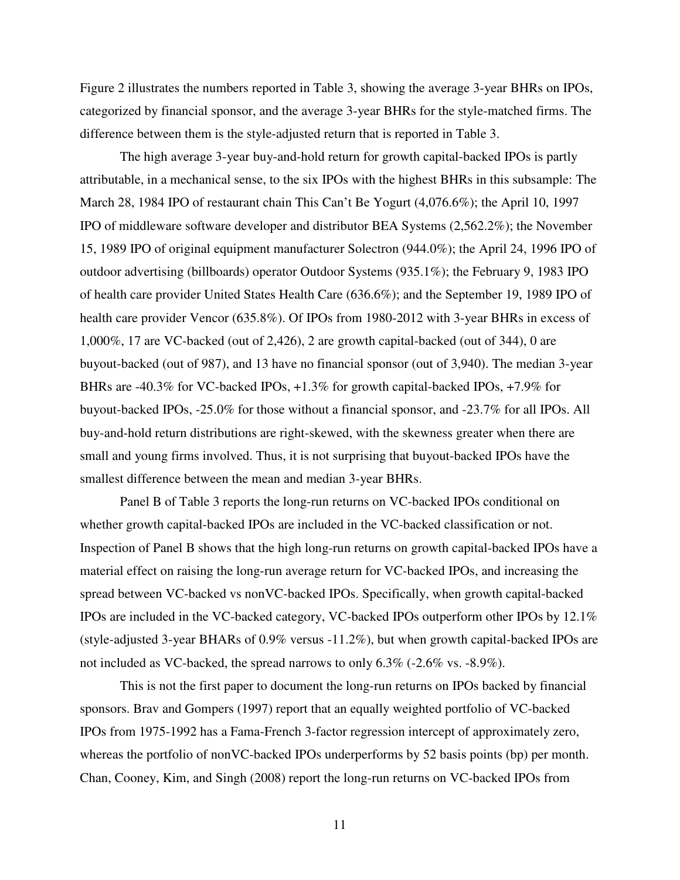Figure 2 illustrates the numbers reported in Table 3, showing the average 3-year BHRs on IPOs, categorized by financial sponsor, and the average 3-year BHRs for the style-matched firms. The difference between them is the style-adjusted return that is reported in Table 3.

The high average 3-year buy-and-hold return for growth capital-backed IPOs is partly attributable, in a mechanical sense, to the six IPOs with the highest BHRs in this subsample: The March 28, 1984 IPO of restaurant chain This Can't Be Yogurt (4,076.6%); the April 10, 1997 IPO of middleware software developer and distributor BEA Systems (2,562.2%); the November 15, 1989 IPO of original equipment manufacturer Solectron (944.0%); the April 24, 1996 IPO of outdoor advertising (billboards) operator Outdoor Systems (935.1%); the February 9, 1983 IPO of health care provider United States Health Care (636.6%); and the September 19, 1989 IPO of health care provider Vencor (635.8%). Of IPOs from 1980-2012 with 3-year BHRs in excess of 1,000%, 17 are VC-backed (out of 2,426), 2 are growth capital-backed (out of 344), 0 are buyout-backed (out of 987), and 13 have no financial sponsor (out of 3,940). The median 3-year BHRs are -40.3% for VC-backed IPOs, +1.3% for growth capital-backed IPOs, +7.9% for buyout-backed IPOs, -25.0% for those without a financial sponsor, and -23.7% for all IPOs. All buy-and-hold return distributions are right-skewed, with the skewness greater when there are small and young firms involved. Thus, it is not surprising that buyout-backed IPOs have the smallest difference between the mean and median 3-year BHRs.

Panel B of Table 3 reports the long-run returns on VC-backed IPOs conditional on whether growth capital-backed IPOs are included in the VC-backed classification or not. Inspection of Panel B shows that the high long-run returns on growth capital-backed IPOs have a material effect on raising the long-run average return for VC-backed IPOs, and increasing the spread between VC-backed vs nonVC-backed IPOs. Specifically, when growth capital-backed IPOs are included in the VC-backed category, VC-backed IPOs outperform other IPOs by 12.1% (style-adjusted 3-year BHARs of 0.9% versus -11.2%), but when growth capital-backed IPOs are not included as VC-backed, the spread narrows to only 6.3% (-2.6% vs. -8.9%).

This is not the first paper to document the long-run returns on IPOs backed by financial sponsors. Brav and Gompers (1997) report that an equally weighted portfolio of VC-backed IPOs from 1975-1992 has a Fama-French 3-factor regression intercept of approximately zero, whereas the portfolio of nonVC-backed IPOs underperforms by 52 basis points (bp) per month. Chan, Cooney, Kim, and Singh (2008) report the long-run returns on VC-backed IPOs from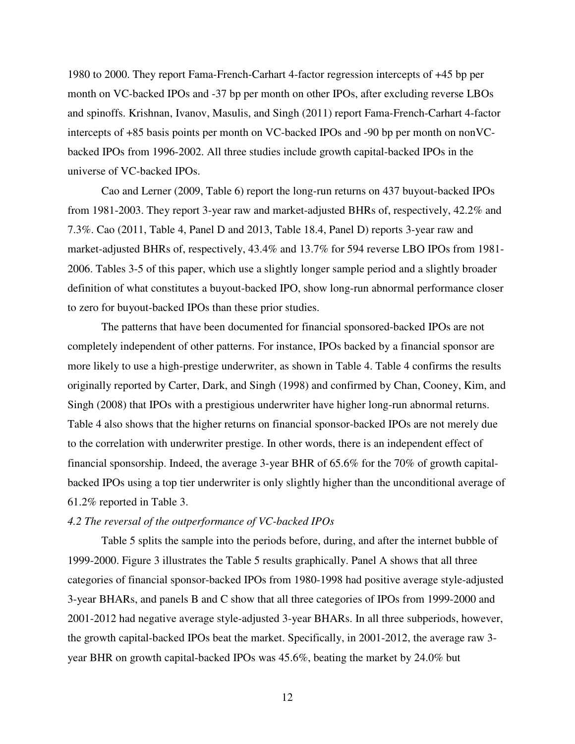1980 to 2000. They report Fama-French-Carhart 4-factor regression intercepts of +45 bp per month on VC-backed IPOs and -37 bp per month on other IPOs, after excluding reverse LBOs and spinoffs. Krishnan, Ivanov, Masulis, and Singh (2011) report Fama-French-Carhart 4-factor intercepts of +85 basis points per month on VC-backed IPOs and -90 bp per month on nonVC-backed IPOs from 1996-2002. All three studies include growth capital-backed IPOs in the universe of VC-backed IPOs.

Cao and Lerner (2009, Table 6) report the long-run returns on 437 buyout-backed IPOs from 1981-2003. They report 3-year raw and market-adjusted BHRs of, respectively, 42.2% and 7.3%. Cao (2011, Table 4, Panel D and 2013, Table 18.4, Panel D) reports 3-year raw and market-adjusted BHRs of, respectively, 43.4% and 13.7% for 594 reverse LBO IPOs from 1981-2006. Tables 3-5 of this paper, which use a slightly longer sample period and a slightly broader definition of what constitutes a buyout-backed IPO, show long-run abnormal performance closer to zero for buyout-backed IPOs than these prior studies.

The patterns that have been documented for financial sponsored-backed IPOs are not completely independent of other patterns. For instance, IPOs backed by a financial sponsor are more likely to use a high-prestige underwriter, as shown in Table 4. Table 4 confirms the results originally reported by Carter, Dark, and Singh (1998) and confirmed by Chan, Cooney, Kim, and Singh (2008) that IPOs with a prestigious underwriter have higher long-run abnormal returns. Table 4 also shows that the higher returns on financial sponsor-backed IPOs are not merely due to the correlation with underwriter prestige. In other words, there is an independent effect of financial sponsorship. Indeed, the average 3-year BHR of 65.6% for the 70% of growth capital-backed IPOs using a top tier underwriter is only slightly higher than the unconditional average of 61.2% reported in Table 3.

*4.2 The reversal of the outperformance of VC-backed IPOs*

Table 5 splits the sample into the periods before, during, and after the internet bubble of 1999-2000. Figure 3 illustrates the Table 5 results graphically. Panel A shows that all three categories of financial sponsor-backed IPOs from 1980-1998 had positive average style-adjusted 3-year BHARs, and panels B and C show that all three categories of IPOs from 1999-2000 and 2001-2012 had negative average style-adjusted 3-year BHARs. In all three subperiods, however, the growth capital-backed IPOs beat the market. Specifically, in 2001-2012, the average raw 3-year BHR on growth capital-backed IPOs was 45.6%, beating the market by 24.0% but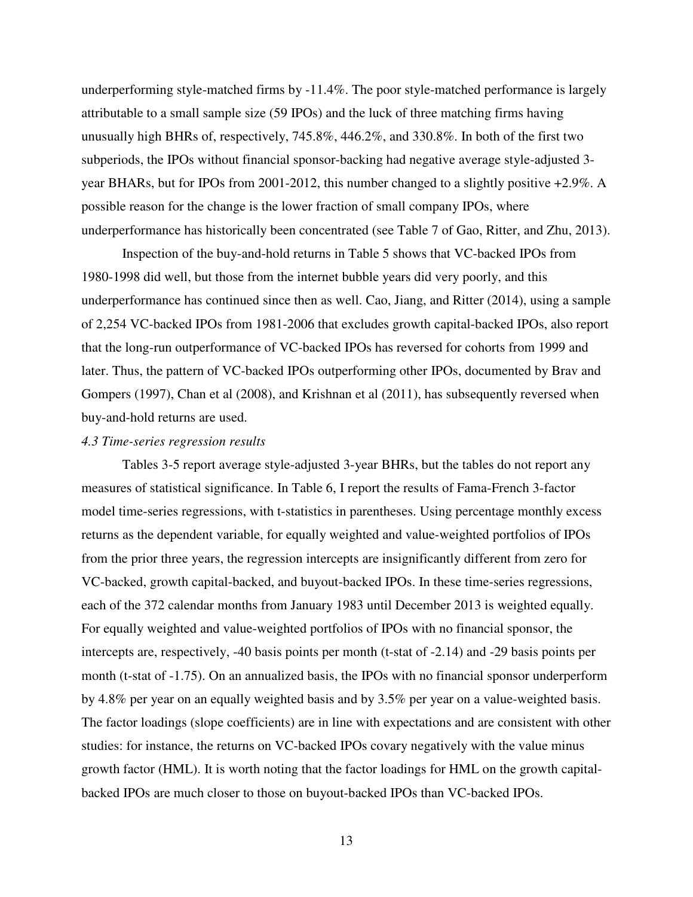underperforming style-matched firms by -11.4%. The poor style-matched performance is largely attributable to a small sample size (59 IPOs) and the luck of three matching firms having unusually high BHRs of, respectively, 745.8%, 446.2%, and 330.8%. In both of the first two subperiods, the IPOs without financial sponsor-backing had negative average style-adjusted 3-year BHARs, but for IPOs from 2001-2012, this number changed to a slightly positive +2.9%. A possible reason for the change is the lower fraction of small company IPOs, where underperformance has historically been concentrated (see Table 7 of Gao, Ritter, and Zhu, 2013).

Inspection of the buy-and-hold returns in Table 5 shows that VC-backed IPOs from 1980-1998 did well, but those from the internet bubble years did very poorly, and this underperformance has continued since then as well. Cao, Jiang, and Ritter (2014), using a sample of 2,254 VC-backed IPOs from 1981-2006 that excludes growth capital-backed IPOs, also report that the long-run outperformance of VC-backed IPOs has reversed for cohorts from 1999 and later. Thus, the pattern of VC-backed IPOs outperforming other IPOs, documented by Brav and Gompers (1997), Chan et al (2008), and Krishnan et al (2011), has subsequently reversed when buy-and-hold returns are used.

*4.3 Time-series regression results*

Tables 3-5 report average style-adjusted 3-year BHRs, but the tables do not report any measures of statistical significance. In Table 6, I report the results of Fama-French 3-factor model time-series regressions, with t-statistics in parentheses. Using percentage monthly excess returns as the dependent variable, for equally weighted and value-weighted portfolios of IPOs from the prior three years, the regression intercepts are insignificantly different from zero for VC-backed, growth capital-backed, and buyout-backed IPOs. In these time-series regressions, each of the 372 calendar months from January 1983 until December 2013 is weighted equally. For equally weighted and value-weighted portfolios of IPOs with no financial sponsor, the intercepts are, respectively, -40 basis points per month (t-stat of -2.14) and -29 basis points per month (t-stat of -1.75). On an annualized basis, the IPOs with no financial sponsor underperform by 4.8% per year on an equally weighted basis and by 3.5% per year on a value-weighted basis. The factor loadings (slope coefficients) are in line with expectations and are consistent with other studies: for instance, the returns on VC-backed IPOs covary negatively with the value minus growth factor (HML). It is worth noting that the factor loadings for HML on the growth capital-backed IPOs are much closer to those on buyout-backed IPOs than VC-backed IPOs.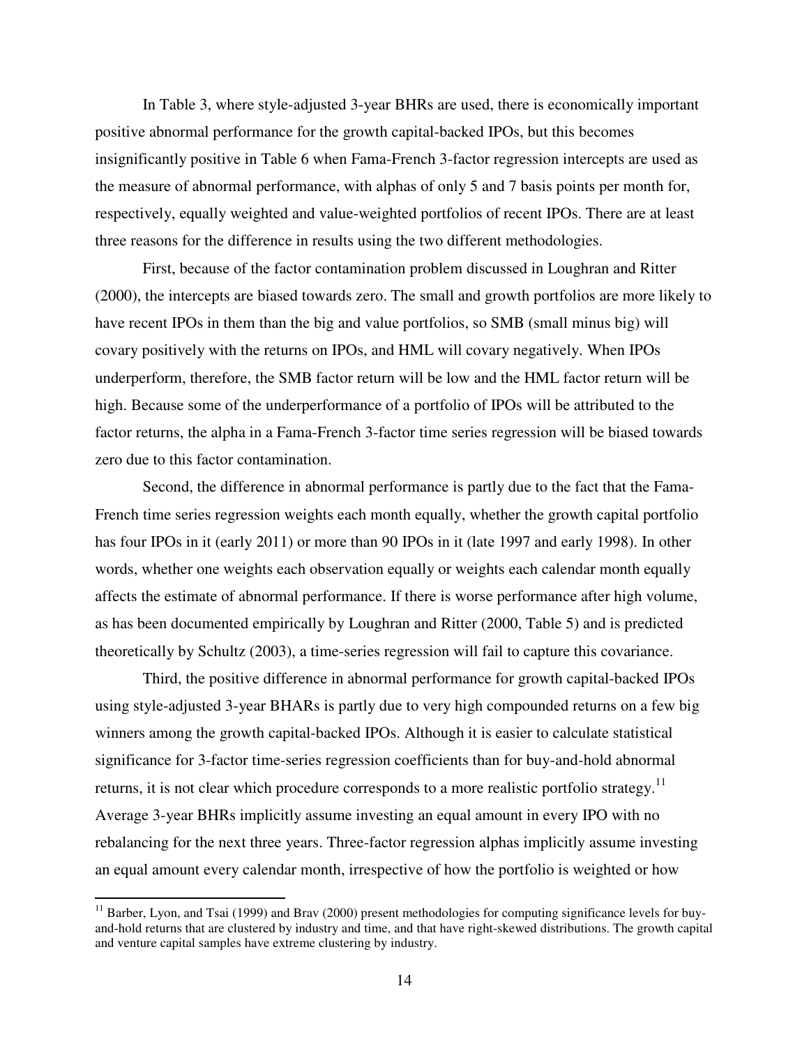In Table 3, where style-adjusted 3-year BHRs are used, there is economically important positive abnormal performance for the growth capital-backed IPOs, but this becomes insignificantly positive in Table 6 when Fama-French 3-factor regression intercepts are used as the measure of abnormal performance, with alphas of only 5 and 7 basis points per month for, respectively, equally weighted and value-weighted portfolios of recent IPOs. There are at least three reasons for the difference in results using the two different methodologies.

First, because of the factor contamination problem discussed in Loughran and Ritter (2000), the intercepts are biased towards zero. The small and growth portfolios are more likely to have recent IPOs in them than the big and value portfolios, so SMB (small minus big) will covary positively with the returns on IPOs, and HML will covary negatively. When IPOs underperform, therefore, the SMB factor return will be low and the HML factor return will be high. Because some of the underperformance of a portfolio of IPOs will be attributed to the factor returns, the alpha in a Fama-French 3-factor time series regression will be biased towards zero due to this factor contamination.

Second, the difference in abnormal performance is partly due to the fact that the Fama-French time series regression weights each month equally, whether the growth capital portfolio has four IPOs in it (early 2011) or more than 90 IPOs in it (late 1997 and early 1998). In other words, whether one weights each observation equally or weights each calendar month equally affects the estimate of abnormal performance. If there is worse performance after high volume, as has been documented empirically by Loughran and Ritter (2000, Table 5) and is predicted theoretically by Schultz (2003), a time-series regression will fail to capture this covariance.

Third, the positive difference in abnormal performance for growth capital-backed IPOs using style-adjusted 3-year BHARs is partly due to very high compounded returns on a few big winners among the growth capital-backed IPOs. Although it is easier to calculate statistical significance for 3-factor time-series regression coefficients than for buy-and-hold abnormal returns, it is not clear which procedure corresponds to a more realistic portfolio strategy.[11] Average 3-year BHRs implicitly assume investing an equal amount in every IPO with no rebalancing for the next three years. Three-factor regression alphas implicitly assume investing an equal amount every calendar month, irrespective of how the portfolio is weighted or how

[11] Barber, Lyon, and Tsai (1999) and Brav (2000) present methodologies for computing significance levels for buy-and-hold returns that are clustered by industry and time, and that have right-skewed distributions. The growth capital and venture capital samples have extreme clustering by industry.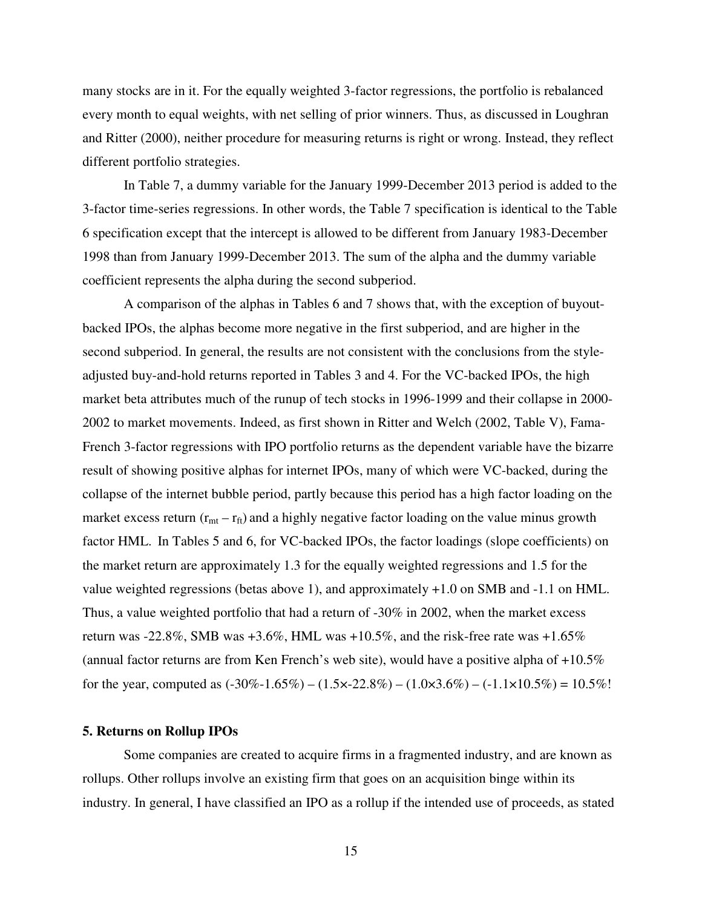many stocks are in it. For the equally weighted 3-factor regressions, the portfolio is rebalanced every month to equal weights, with net selling of prior winners. Thus, as discussed in Loughran and Ritter (2000), neither procedure for measuring returns is right or wrong. Instead, they reflect different portfolio strategies.

In Table 7, a dummy variable for the January 1999-December 2013 period is added to the 3-factor time-series regressions. In other words, the Table 7 specification is identical to the Table 6 specification except that the intercept is allowed to be different from January 1983-December 1998 than from January 1999-December 2013. The sum of the alpha and the dummy variable coefficient represents the alpha during the second subperiod.

A comparison of the alphas in Tables 6 and 7 shows that, with the exception of buyout-backed IPOs, the alphas become more negative in the first subperiod, and are higher in the second subperiod. In general, the results are not consistent with the conclusions from the style-adjusted buy-and-hold returns reported in Tables 3 and 4. For the VC-backed IPOs, the high market beta attributes much of the runup of tech stocks in 1996-1999 and their collapse in 2000-2002 to market movements. Indeed, as first shown in Ritter and Welch (2002, Table V), Fama-French 3-factor regressions with IPO portfolio returns as the dependent variable have the bizarre result of showing positive alphas for internet IPOs, many of which were VC-backed, during the collapse of the internet bubble period, partly because this period has a high factor loading on the market excess return ($r_{mt} - r_{ft}$) and a highly negative factor loading on the value minus growth factor HML. In Tables 5 and 6, for VC-backed IPOs, the factor loadings (slope coefficients) on the market return are approximately 1.3 for the equally weighted regressions and 1.5 for the value weighted regressions (betas above 1), and approximately +1.0 on SMB and -1.1 on HML. Thus, a value weighted portfolio that had a return of -30% in 2002, when the market excess return was -22.8%, SMB was +3.6%, HML was +10.5%, and the risk-free rate was +1.65% (annual factor returns are from Ken French's web site), would have a positive alpha of +10.5% for the year, computed as $(-30\% - 1.65\%) - (1.5 \times -22.8\%) - (1.0 \times 3.6\%) - (-1.1 \times 10.5\%) = 10.5\%$!

### 5. Returns on Rollup IPOs

Some companies are created to acquire firms in a fragmented industry, and are known as rollups. Other rollups involve an existing firm that goes on an acquisition binge within its industry. In general, I have classified an IPO as a rollup if the intended use of proceeds, as stated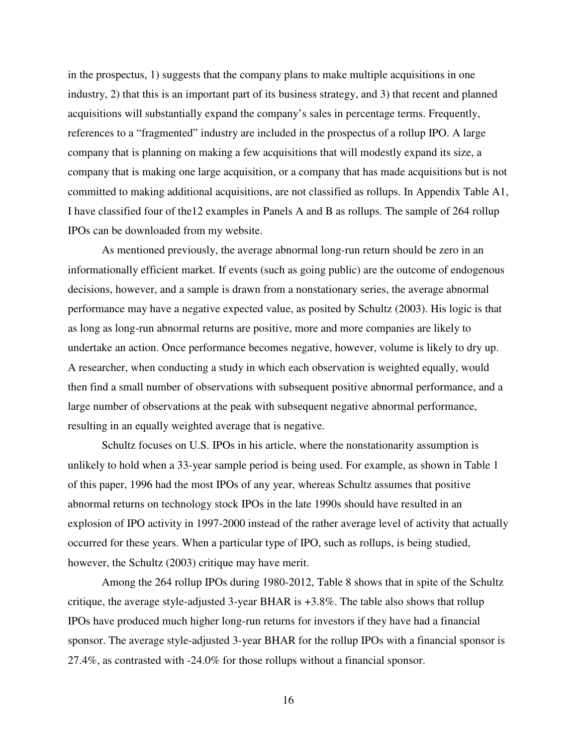in the prospectus, 1) suggests that the company plans to make multiple acquisitions in one industry, 2) that this is an important part of its business strategy, and 3) that recent and planned acquisitions will substantially expand the company's sales in percentage terms. Frequently, references to a "fragmented" industry are included in the prospectus of a rollup IPO. A large company that is planning on making a few acquisitions that will modestly expand its size, a company that is making one large acquisition, or a company that has made acquisitions but is not committed to making additional acquisitions, are not classified as rollups. In Appendix Table A1, I have classified four of the12 examples in Panels A and B as rollups. The sample of 264 rollup IPOs can be downloaded from my website.

As mentioned previously, the average abnormal long-run return should be zero in an informationally efficient market. If events (such as going public) are the outcome of endogenous decisions, however, and a sample is drawn from a nonstationary series, the average abnormal performance may have a negative expected value, as posited by Schultz (2003). His logic is that as long as long-run abnormal returns are positive, more and more companies are likely to undertake an action. Once performance becomes negative, however, volume is likely to dry up. A researcher, when conducting a study in which each observation is weighted equally, would then find a small number of observations with subsequent positive abnormal performance, and a large number of observations at the peak with subsequent negative abnormal performance, resulting in an equally weighted average that is negative.

Schultz focuses on U.S. IPOs in his article, where the nonstationarity assumption is unlikely to hold when a 33-year sample period is being used. For example, as shown in Table 1 of this paper, 1996 had the most IPOs of any year, whereas Schultz assumes that positive abnormal returns on technology stock IPOs in the late 1990s should have resulted in an explosion of IPO activity in 1997-2000 instead of the rather average level of activity that actually occurred for these years. When a particular type of IPO, such as rollups, is being studied, however, the Schultz (2003) critique may have merit.

Among the 264 rollup IPOs during 1980-2012, Table 8 shows that in spite of the Schultz critique, the average style-adjusted 3-year BHAR is +3.8%. The table also shows that rollup IPOs have produced much higher long-run returns for investors if they have had a financial sponsor. The average style-adjusted 3-year BHAR for the rollup IPOs with a financial sponsor is 27.4%, as contrasted with -24.0% for those rollups without a financial sponsor.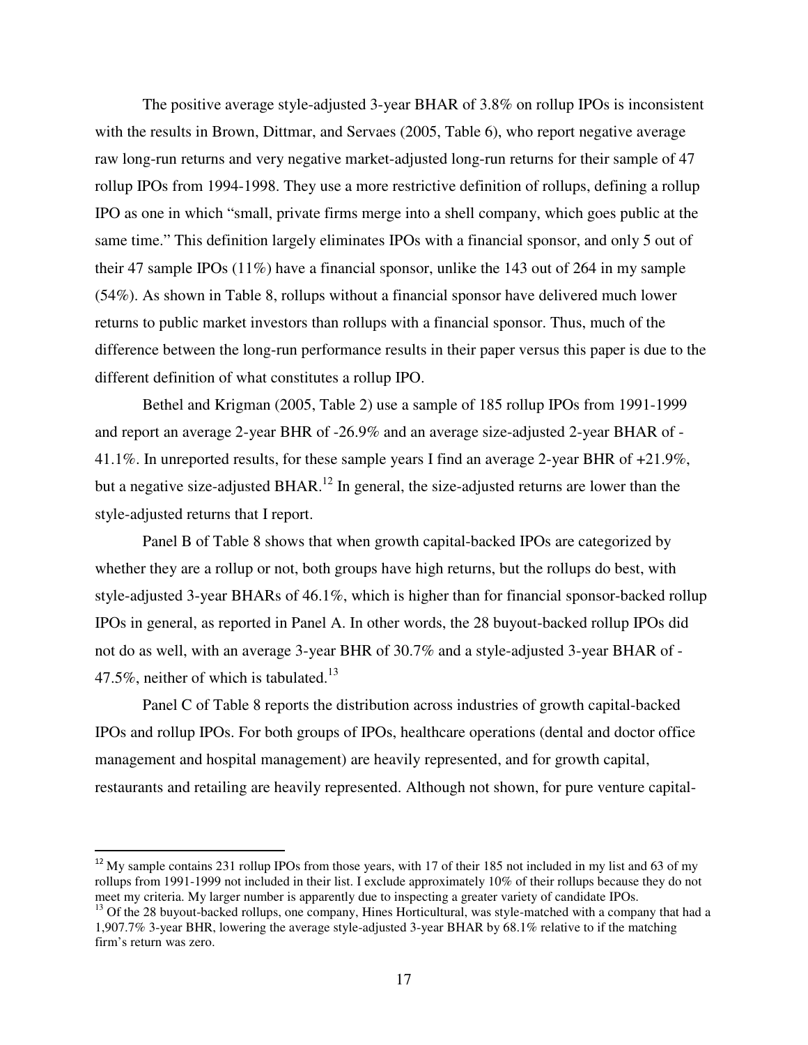The positive average style-adjusted 3-year BHAR of 3.8% on rollup IPOs is inconsistent with the results in Brown, Dittmar, and Servaes (2005, Table 6), who report negative average raw long-run returns and very negative market-adjusted long-run returns for their sample of 47 rollup IPOs from 1994-1998. They use a more restrictive definition of rollups, defining a rollup IPO as one in which "small, private firms merge into a shell company, which goes public at the same time." This definition largely eliminates IPOs with a financial sponsor, and only 5 out of their 47 sample IPOs (11%) have a financial sponsor, unlike the 143 out of 264 in my sample (54%). As shown in Table 8, rollups without a financial sponsor have delivered much lower returns to public market investors than rollups with a financial sponsor. Thus, much of the difference between the long-run performance results in their paper versus this paper is due to the different definition of what constitutes a rollup IPO.

Bethel and Krigman (2005, Table 2) use a sample of 185 rollup IPOs from 1991-1999 and report an average 2-year BHR of -26.9% and an average size-adjusted 2-year BHAR of -41.1%. In unreported results, for these sample years I find an average 2-year BHR of +21.9%, but a negative size-adjusted BHAR.[12] In general, the size-adjusted returns are lower than the style-adjusted returns that I report.

Panel B of Table 8 shows that when growth capital-backed IPOs are categorized by whether they are a rollup or not, both groups have high returns, but the rollups do best, with style-adjusted 3-year BHARs of 46.1%, which is higher than for financial sponsor-backed rollup IPOs in general, as reported in Panel A. In other words, the 28 buyout-backed rollup IPOs did not do as well, with an average 3-year BHR of 30.7% and a style-adjusted 3-year BHAR of -47.5%, neither of which is tabulated.[13]

Panel C of Table 8 reports the distribution across industries of growth capital-backed IPOs and rollup IPOs. For both groups of IPOs, healthcare operations (dental and doctor office management and hospital management) are heavily represented, and for growth capital, restaurants and retailing are heavily represented. Although not shown, for pure venture capital-

---

[12] My sample contains 231 rollup IPOs from those years, with 17 of their 185 not included in my list and 63 of my rollups from 1991-1999 not included in their list. I exclude approximately 10% of their rollups because they do not meet my criteria. My larger number is apparently due to inspecting a greater variety of candidate IPOs.

[13] Of the 28 buyout-backed rollups, one company, Hines Horticultural, was style-matched with a company that had a 1,907.7% 3-year BHR, lowering the average style-adjusted 3-year BHAR by 68.1% relative to if the matching firm's return was zero.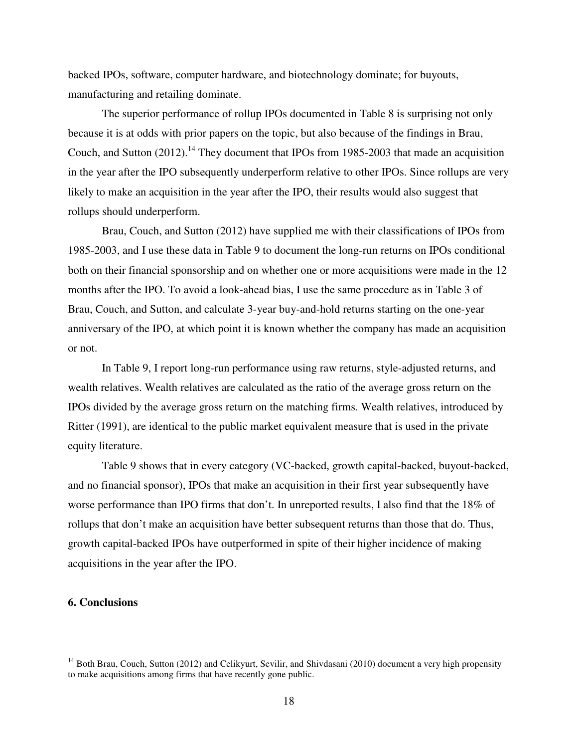backed IPOs, software, computer hardware, and biotechnology dominate; for buyouts, manufacturing and retailing dominate.

The superior performance of rollup IPOs documented in Table 8 is surprising not only because it is at odds with prior papers on the topic, but also because of the findings in Brau, Couch, and Sutton (2012).[14] They document that IPOs from 1985-2003 that made an acquisition in the year after the IPO subsequently underperform relative to other IPOs. Since rollups are very likely to make an acquisition in the year after the IPO, their results would also suggest that rollups should underperform.

Brau, Couch, and Sutton (2012) have supplied me with their classifications of IPOs from 1985-2003, and I use these data in Table 9 to document the long-run returns on IPOs conditional both on their financial sponsorship and on whether one or more acquisitions were made in the 12 months after the IPO. To avoid a look-ahead bias, I use the same procedure as in Table 3 of Brau, Couch, and Sutton, and calculate 3-year buy-and-hold returns starting on the one-year anniversary of the IPO, at which point it is known whether the company has made an acquisition or not.

In Table 9, I report long-run performance using raw returns, style-adjusted returns, and wealth relatives. Wealth relatives are calculated as the ratio of the average gross return on the IPOs divided by the average gross return on the matching firms. Wealth relatives, introduced by Ritter (1991), are identical to the public market equivalent measure that is used in the private equity literature.

Table 9 shows that in every category (VC-backed, growth capital-backed, buyout-backed, and no financial sponsor), IPOs that make an acquisition in their first year subsequently have worse performance than IPO firms that don't. In unreported results, I also find that the 18% of rollups that don't make an acquisition have better subsequent returns than those that do. Thus, growth capital-backed IPOs have outperformed in spite of their higher incidence of making acquisitions in the year after the IPO.

## 6. Conclusions

[14] Both Brau, Couch, Sutton (2012) and Celikyurt, Sevilir, and Shivdasani (2010) document a very high propensity to make acquisitions among firms that have recently gone public.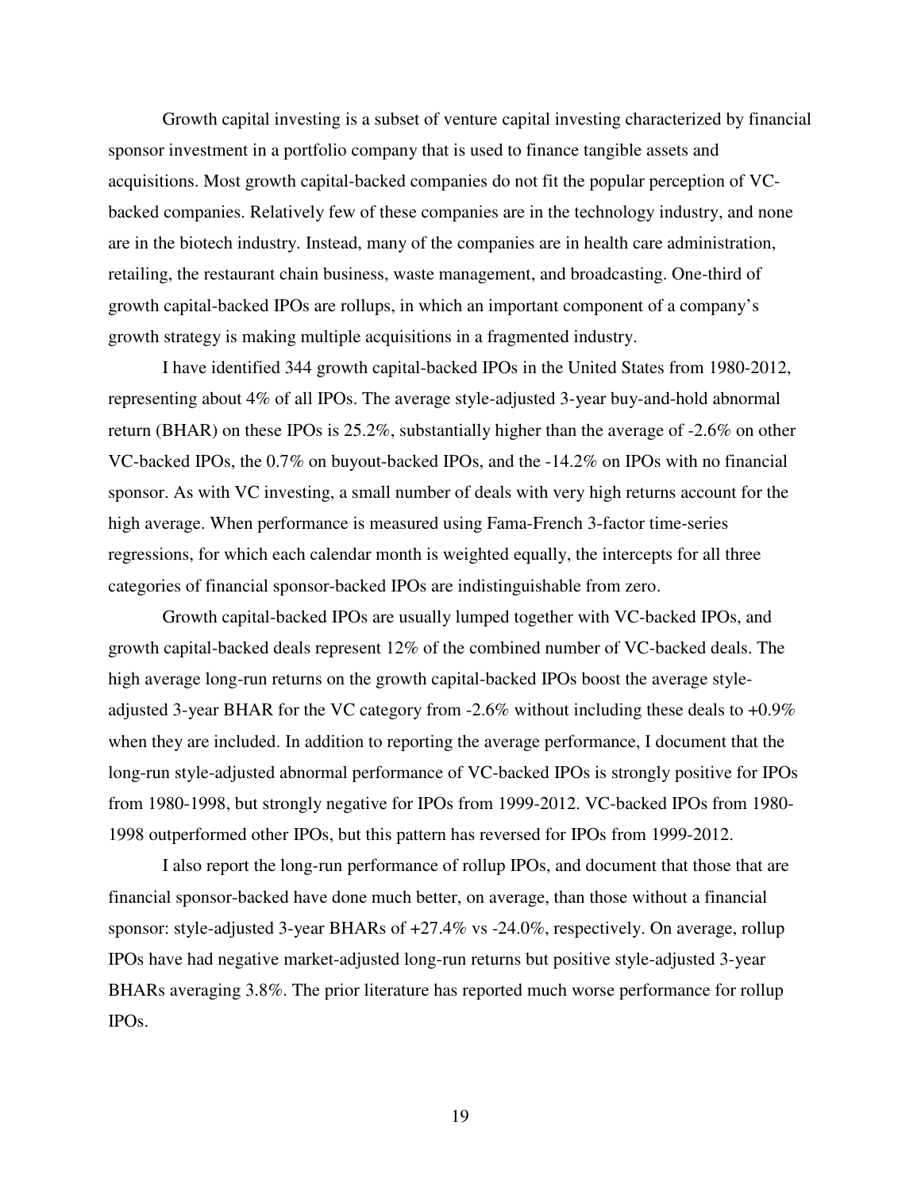Growth capital investing is a subset of venture capital investing characterized by financial sponsor investment in a portfolio company that is used to finance tangible assets and acquisitions. Most growth capital-backed companies do not fit the popular perception of VC-backed companies. Relatively few of these companies are in the technology industry, and none are in the biotech industry. Instead, many of the companies are in health care administration, retailing, the restaurant chain business, waste management, and broadcasting. One-third of growth capital-backed IPOs are rollups, in which an important component of a company's growth strategy is making multiple acquisitions in a fragmented industry.

I have identified 344 growth capital-backed IPOs in the United States from 1980-2012, representing about 4% of all IPOs. The average style-adjusted 3-year buy-and-hold abnormal return (BHAR) on these IPOs is 25.2%, substantially higher than the average of -2.6% on other VC-backed IPOs, the 0.7% on buyout-backed IPOs, and the -14.2% on IPOs with no financial sponsor. As with VC investing, a small number of deals with very high returns account for the high average. When performance is measured using Fama-French 3-factor time-series regressions, for which each calendar month is weighted equally, the intercepts for all three categories of financial sponsor-backed IPOs are indistinguishable from zero.

Growth capital-backed IPOs are usually lumped together with VC-backed IPOs, and growth capital-backed deals represent 12% of the combined number of VC-backed deals. The high average long-run returns on the growth capital-backed IPOs boost the average style-adjusted 3-year BHAR for the VC category from -2.6% without including these deals to +0.9% when they are included. In addition to reporting the average performance, I document that the long-run style-adjusted abnormal performance of VC-backed IPOs is strongly positive for IPOs from 1980-1998, but strongly negative for IPOs from 1999-2012. VC-backed IPOs from 1980-1998 outperformed other IPOs, but this pattern has reversed for IPOs from 1999-2012.

I also report the long-run performance of rollup IPOs, and document that those that are financial sponsor-backed have done much better, on average, than those without a financial sponsor: style-adjusted 3-year BHARs of +27.4% vs -24.0%, respectively. On average, rollup IPOs have had negative market-adjusted long-run returns but positive style-adjusted 3-year BHARs averaging 3.8%. The prior literature has reported much worse performance for rollup IPOs.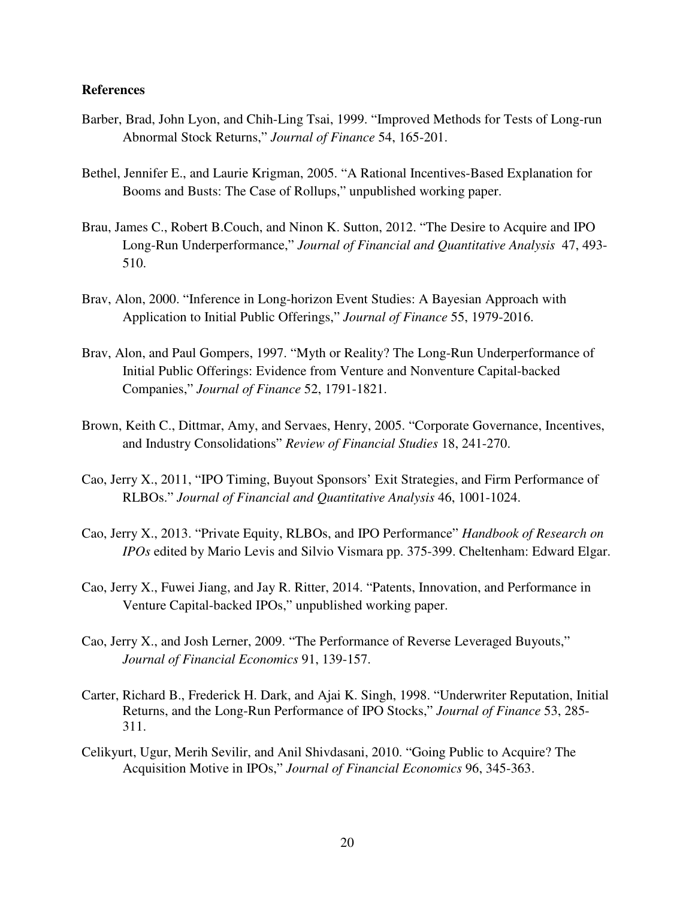**References**

Barber, Brad, John Lyon, and Chih-Ling Tsai, 1999. "Improved Methods for Tests of Long-run Abnormal Stock Returns," *Journal of Finance* 54, 165-201.

Bethel, Jennifer E., and Laurie Krigman, 2005. "A Rational Incentives-Based Explanation for Booms and Busts: The Case of Rollups," unpublished working paper.

Brau, James C., Robert B.Couch, and Ninon K. Sutton, 2012. "The Desire to Acquire and IPO Long-Run Underperformance," *Journal of Financial and Quantitative Analysis* 47, 493-510.

Brav, Alon, 2000. "Inference in Long-horizon Event Studies: A Bayesian Approach with Application to Initial Public Offerings," *Journal of Finance* 55, 1979-2016.

Brav, Alon, and Paul Gompers, 1997. "Myth or Reality? The Long-Run Underperformance of Initial Public Offerings: Evidence from Venture and Nonventure Capital-backed Companies," *Journal of Finance* 52, 1791-1821.

Brown, Keith C., Dittmar, Amy, and Servaes, Henry, 2005. "Corporate Governance, Incentives, and Industry Consolidations" *Review of Financial Studies* 18, 241-270.

Cao, Jerry X., 2011, "IPO Timing, Buyout Sponsors' Exit Strategies, and Firm Performance of RLBOs." *Journal of Financial and Quantitative Analysis* 46, 1001-1024.

Cao, Jerry X., 2013. "Private Equity, RLBOs, and IPO Performance" *Handbook of Research on IPOs* edited by Mario Levis and Silvio Vismara pp. 375-399. Cheltenham: Edward Elgar.

Cao, Jerry X., Fuwei Jiang, and Jay R. Ritter, 2014. "Patents, Innovation, and Performance in Venture Capital-backed IPOs," unpublished working paper.

Cao, Jerry X., and Josh Lerner, 2009. "The Performance of Reverse Leveraged Buyouts," *Journal of Financial Economics* 91, 139-157.

Carter, Richard B., Frederick H. Dark, and Ajai K. Singh, 1998. "Underwriter Reputation, Initial Returns, and the Long-Run Performance of IPO Stocks," *Journal of Finance* 53, 285-311.

Celikyurt, Ugur, Merih Sevilir, and Anil Shivdasani, 2010. "Going Public to Acquire? The Acquisition Motive in IPOs," *Journal of Financial Economics* 96, 345-363.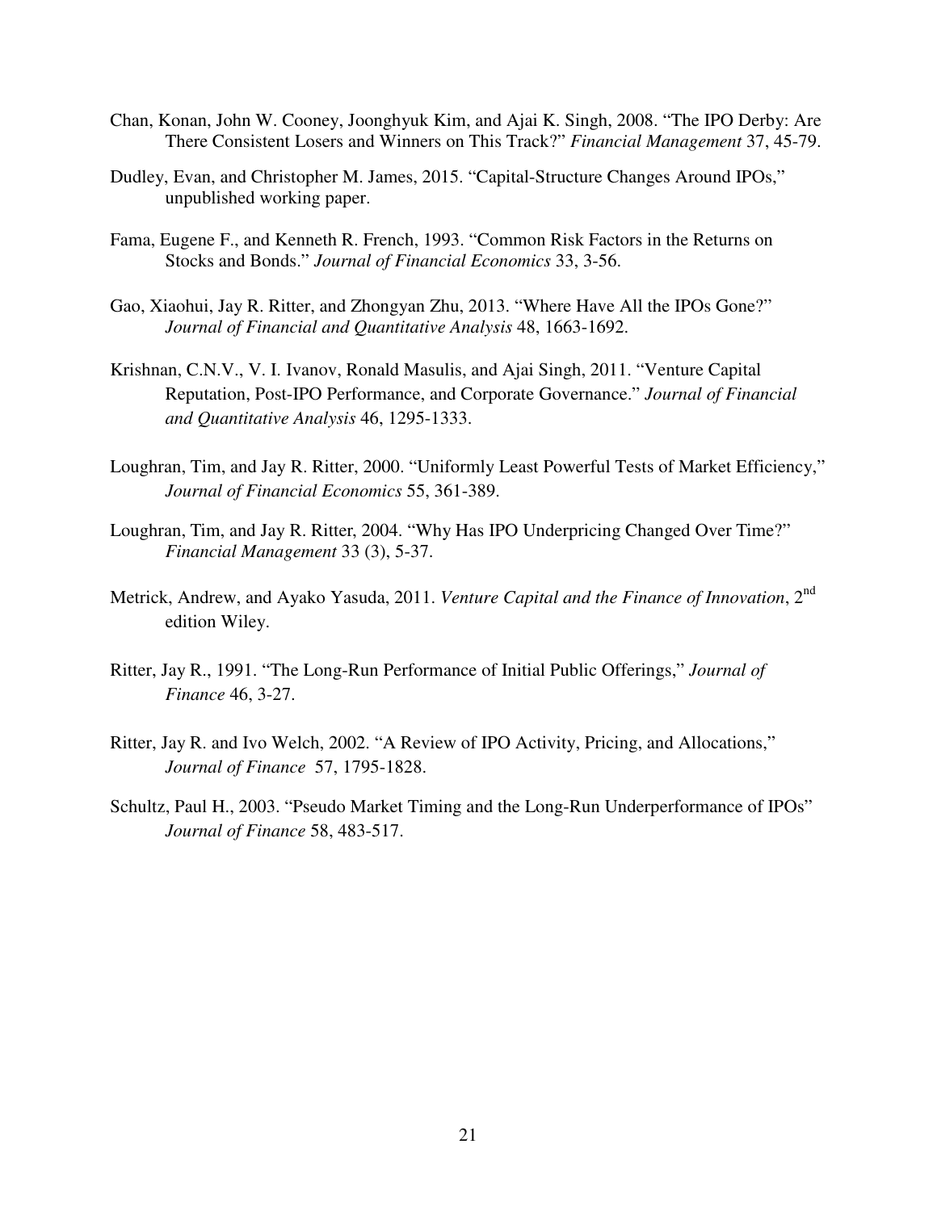Chan, Konan, John W. Cooney, Joonghyuk Kim, and Ajai K. Singh, 2008. "The IPO Derby: Are There Consistent Losers and Winners on This Track?" *Financial Management* 37, 45-79.

Dudley, Evan, and Christopher M. James, 2015. "Capital-Structure Changes Around IPOs," unpublished working paper.

Fama, Eugene F., and Kenneth R. French, 1993. "Common Risk Factors in the Returns on Stocks and Bonds." *Journal of Financial Economics* 33, 3-56.

Gao, Xiaohui, Jay R. Ritter, and Zhongyan Zhu, 2013. "Where Have All the IPOs Gone?" *Journal of Financial and Quantitative Analysis* 48, 1663-1692.

Krishnan, C.N.V., V. I. Ivanov, Ronald Masulis, and Ajai Singh, 2011. "Venture Capital Reputation, Post-IPO Performance, and Corporate Governance." *Journal of Financial and Quantitative Analysis* 46, 1295-1333.

Loughran, Tim, and Jay R. Ritter, 2000. "Uniformly Least Powerful Tests of Market Efficiency," *Journal of Financial Economics* 55, 361-389.

Loughran, Tim, and Jay R. Ritter, 2004. "Why Has IPO Underpricing Changed Over Time?" *Financial Management* 33 (3), 5-37.

Metrick, Andrew, and Ayako Yasuda, 2011. *Venture Capital and the Finance of Innovation*, 2nd edition Wiley.

Ritter, Jay R., 1991. "The Long-Run Performance of Initial Public Offerings," *Journal of Finance* 46, 3-27.

Ritter, Jay R. and Ivo Welch, 2002. "A Review of IPO Activity, Pricing, and Allocations," *Journal of Finance* 57, 1795-1828.

Schultz, Paul H., 2003. "Pseudo Market Timing and the Long-Run Underperformance of IPOs" *Journal of Finance* 58, 483-517.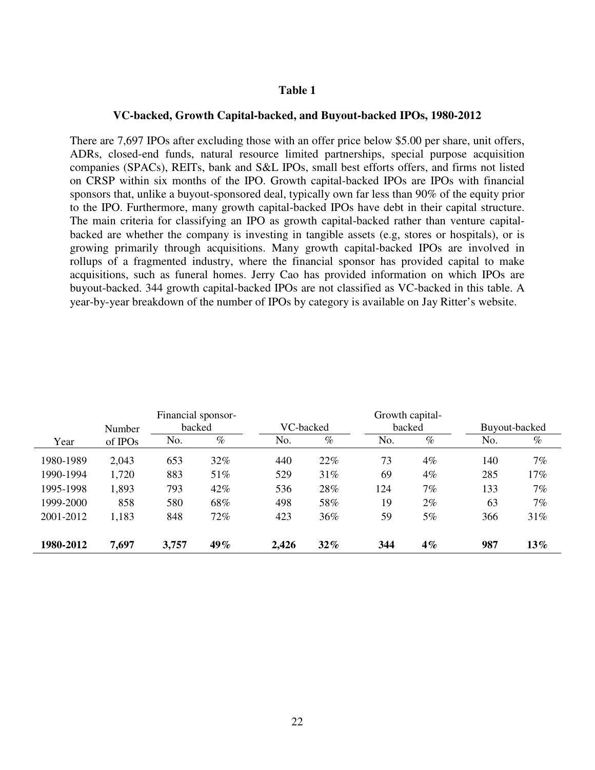# Table 1

## VC-backed, Growth Capital-backed, and Buyout-backed IPOs, 1980-2012

There are 7,697 IPOs after excluding those with an offer price below $5.00 per share, unit offers, ADRs, closed-end funds, natural resource limited partnerships, special purpose acquisition companies (SPACs), REITs, bank and S&L IPOs, small best efforts offers, and firms not listed on CRSP within six months of the IPO. Growth capital-backed IPOs are IPOs with financial sponsors that, unlike a buyout-sponsored deal, typically own far less than 90% of the equity prior to the IPO. Furthermore, many growth capital-backed IPOs have debt in their capital structure. The main criteria for classifying an IPO as growth capital-backed rather than venture capital-backed are whether the company is investing in tangible assets (e.g, stores or hospitals), or is growing primarily through acquisitions. Many growth capital-backed IPOs are involved in rollups of a fragmented industry, where the financial sponsor has provided capital to make acquisitions, such as funeral homes. Jerry Cao has provided information on which IPOs are buyout-backed. 344 growth capital-backed IPOs are not classified as VC-backed in this table. A year-by-year breakdown of the number of IPOs by category is available on Jay Ritter's website.

| Year | Number of IPOs | Financial sponsor-backed | | VC-backed | | Growth capital-backed | | Buyout-backed | |
|---|---|---|---|---|---|---|---|---|---|
| | | No. | % | No. | % | No. | % | No. | % |
| 1980-1989 | 2,043 | 653 | 32% | 440 | 22% | 73 | 4% | 140 | 7% |
| 1990-1994 | 1,720 | 883 | 51% | 529 | 31% | 69 | 4% | 285 | 17% |
| 1995-1998 | 1,893 | 793 | 42% | 536 | 28% | 124 | 7% | 133 | 7% |
| 1999-2000 | 858 | 580 | 68% | 498 | 58% | 19 | 2% | 63 | 7% |
| 2001-2012 | 1,183 | 848 | 72% | 423 | 36% | 59 | 5% | 366 | 31% |
| **1980-2012** | **7,697** | **3,757** | **49%** | **2,426** | **32%** | **344** | **4%** | **987** | **13%** |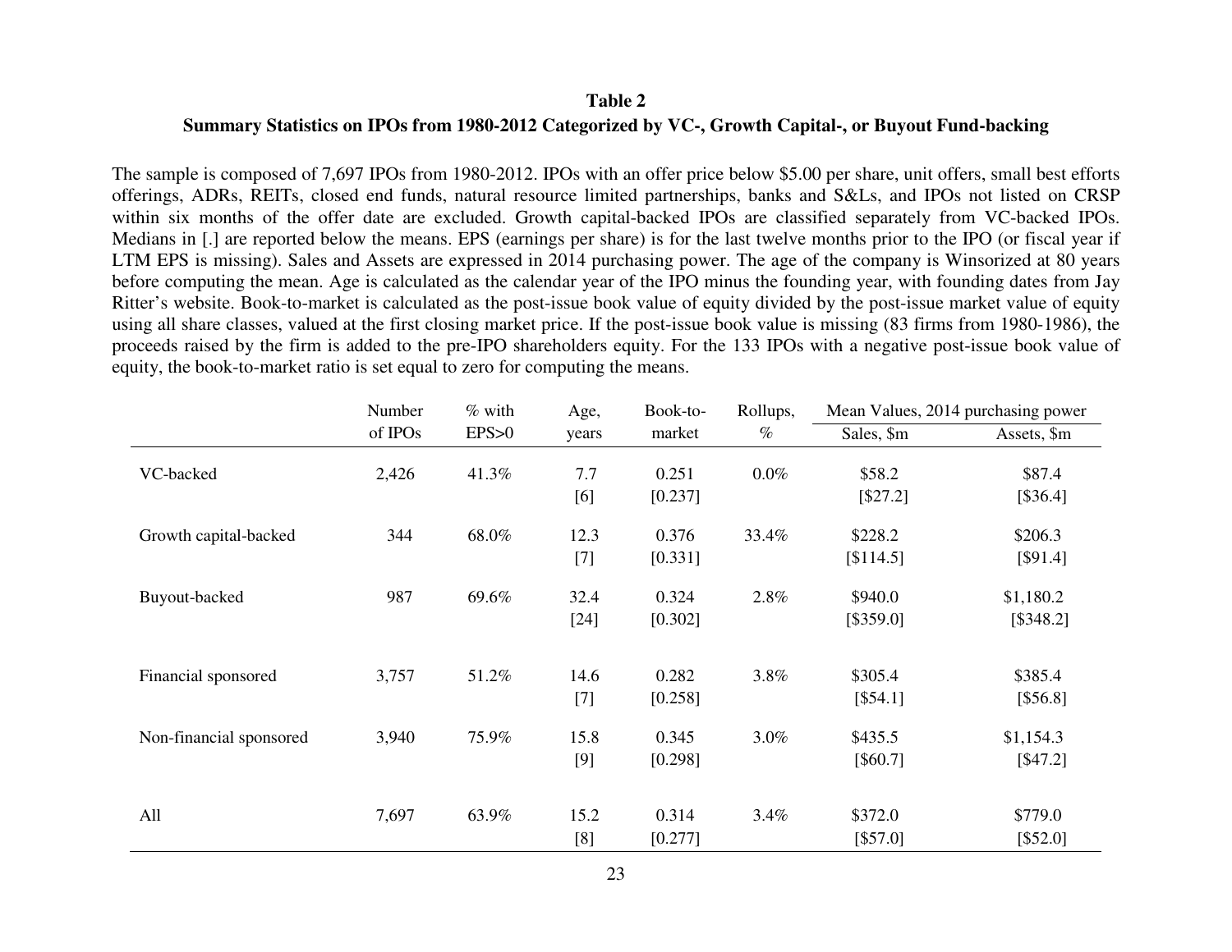**Table 2**

**Summary Statistics on IPOs from 1980-2012 Categorized by VC-, Growth Capital-, or Buyout Fund-backing**

The sample is composed of 7,697 IPOs from 1980-2012. IPOs with an offer price below $5.00 per share, unit offers, small best efforts offerings, ADRs, REITs, closed end funds, natural resource limited partnerships, banks and S&Ls, and IPOs not listed on CRSP within six months of the offer date are excluded. Growth capital-backed IPOs are classified separately from VC-backed IPOs. Medians in [.] are reported below the means. EPS (earnings per share) is for the last twelve months prior to the IPO (or fiscal year if LTM EPS is missing). Sales and Assets are expressed in 2014 purchasing power. The age of the company is Winsorized at 80 years before computing the mean. Age is calculated as the calendar year of the IPO minus the founding year, with founding dates from Jay Ritter's website. Book-to-market is calculated as the post-issue book value of equity divided by the post-issue market value of equity using all share classes, valued at the first closing market price. If the post-issue book value is missing (83 firms from 1980-1986), the proceeds raised by the firm is added to the pre-IPO shareholders equity. For the 133 IPOs with a negative post-issue book value of equity, the book-to-market ratio is set equal to zero for computing the means.

| | Number of IPOs | % with EPS>0 | Age, years | Book-to-market | Rollups, % | Mean Values, 2014 purchasing power | |
|---|---|---|---|---|---|---|---|
| | | | | | | Sales, $m | Assets, $m |
| VC-backed | 2,426 | 41.3% | 7.7 | 0.251 | 0.0% | $58.2 | $87.4 |
| | | | [6] | [0.237] | | [$27.2] | [$36.4] |
| Growth capital-backed | 344 | 68.0% | 12.3 | 0.376 | 33.4% | $228.2 | $206.3 |
| | | | [7] | [0.331] | | [$114.5] | [$91.4] |
| Buyout-backed | 987 | 69.6% | 32.4 | 0.324 | 2.8% | $940.0 | $1,180.2 |
| | | | [24] | [0.302] | | [$359.0] | [$348.2] |
| Financial sponsored | 3,757 | 51.2% | 14.6 | 0.282 | 3.8% | $305.4 | $385.4 |
| | | | [7] | [0.258] | | [$54.1] | [$56.8] |
| Non-financial sponsored | 3,940 | 75.9% | 15.8 | 0.345 | 3.0% | $435.5 | $1,154.3 |
| | | | [9] | [0.298] | | [$60.7] | [$47.2] |
| All | 7,697 | 63.9% | 15.2 | 0.314 | 3.4% | $372.0 | $779.0 |
| | | | [8] | [0.277] | | [$57.0] | [$52.0] |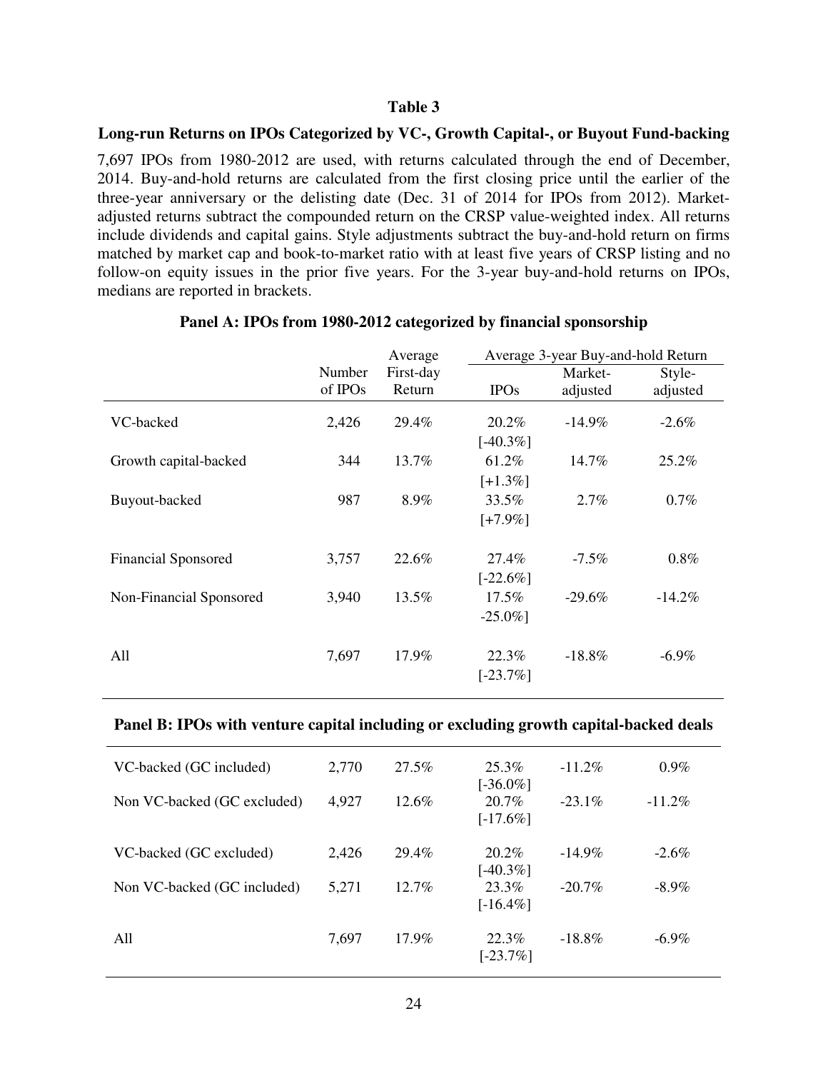**Table 3**

**Long-run Returns on IPOs Categorized by VC-, Growth Capital-, or Buyout Fund-backing**

7,697 IPOs from 1980-2012 are used, with returns calculated through the end of December, 2014. Buy-and-hold returns are calculated from the first closing price until the earlier of the three-year anniversary or the delisting date (Dec. 31 of 2014 for IPOs from 2012). Market-adjusted returns subtract the compounded return on the CRSP value-weighted index. All returns include dividends and capital gains. Style adjustments subtract the buy-and-hold return on firms matched by market cap and book-to-market ratio with at least five years of CRSP listing and no follow-on equity issues in the prior five years. For the 3-year buy-and-hold returns on IPOs, medians are reported in brackets.

**Panel A: IPOs from 1980-2012 categorized by financial sponsorship**

| | Number of IPOs | Average First-day Return | Average 3-year Buy-and-hold Return | | |
|---|---|---|---|---|---|
| | | | IPOs | Market-adjusted | Style-adjusted |
| VC-backed | 2,426 | 29.4% | 20.2% [-40.3%] | -14.9% | -2.6% |
| Growth capital-backed | 344 | 13.7% | 61.2% [+1.3%] | 14.7% | 25.2% |
| Buyout-backed | 987 | 8.9% | 33.5% [+7.9%] | 2.7% | 0.7% |
| Financial Sponsored | 3,757 | 22.6% | 27.4% [-22.6%] | -7.5% | 0.8% |
| Non-Financial Sponsored | 3,940 | 13.5% | 17.5% -25.0%] | -29.6% | -14.2% |
| All | 7,697 | 17.9% | 22.3% [-23.7%] | -18.8% | -6.9% |

**Panel B: IPOs with venture capital including or excluding growth capital-backed deals**

| | Number of IPOs | Average First-day Return | IPOs | Market-adjusted | Style-adjusted |
|---|---|---|---|---|---|
| VC-backed (GC included) | 2,770 | 27.5% | 25.3% [-36.0%] | -11.2% | 0.9% |
| Non VC-backed (GC excluded) | 4,927 | 12.6% | 20.7% [-17.6%] | -23.1% | -11.2% |
| VC-backed (GC excluded) | 2,426 | 29.4% | 20.2% [-40.3%] | -14.9% | -2.6% |
| Non VC-backed (GC included) | 5,271 | 12.7% | 23.3% [-16.4%] | -20.7% | -8.9% |
| All | 7,697 | 17.9% | 22.3% [-23.7%] | -18.8% | -6.9% |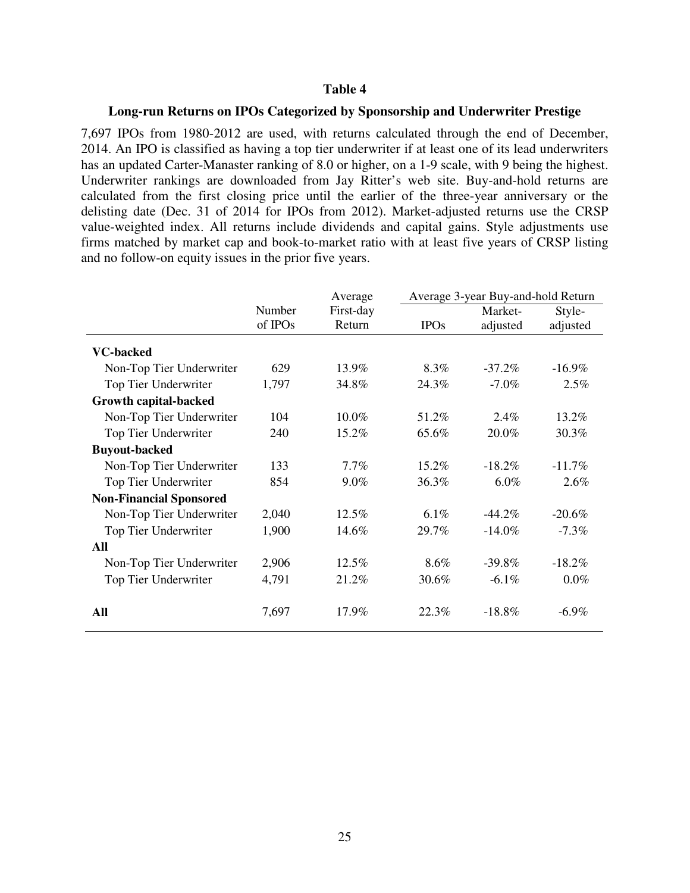**Table 4**

**Long-run Returns on IPOs Categorized by Sponsorship and Underwriter Prestige**

7,697 IPOs from 1980-2012 are used, with returns calculated through the end of December, 2014. An IPO is classified as having a top tier underwriter if at least one of its lead underwriters has an updated Carter-Manaster ranking of 8.0 or higher, on a 1-9 scale, with 9 being the highest. Underwriter rankings are downloaded from Jay Ritter's web site. Buy-and-hold returns are calculated from the first closing price until the earlier of the three-year anniversary or the delisting date (Dec. 31 of 2014 for IPOs from 2012). Market-adjusted returns use the CRSP value-weighted index. All returns include dividends and capital gains. Style adjustments use firms matched by market cap and book-to-market ratio with at least five years of CRSP listing and no follow-on equity issues in the prior five years.

| | Number of IPOs | Average First-day Return | Average 3-year Buy-and-hold Return | | |
|---|---|---|---|---|---|
| | | | IPOs | Market-adjusted | Style-adjusted |
| **VC-backed** | | | | | |
| Non-Top Tier Underwriter | 629 | 13.9% | 8.3% | -37.2% | -16.9% |
| Top Tier Underwriter | 1,797 | 34.8% | 24.3% | -7.0% | 2.5% |
| **Growth capital-backed** | | | | | |
| Non-Top Tier Underwriter | 104 | 10.0% | 51.2% | 2.4% | 13.2% |
| Top Tier Underwriter | 240 | 15.2% | 65.6% | 20.0% | 30.3% |
| **Buyout-backed** | | | | | |
| Non-Top Tier Underwriter | 133 | 7.7% | 15.2% | -18.2% | -11.7% |
| Top Tier Underwriter | 854 | 9.0% | 36.3% | 6.0% | 2.6% |
| **Non-Financial Sponsored** | | | | | |
| Non-Top Tier Underwriter | 2,040 | 12.5% | 6.1% | -44.2% | -20.6% |
| Top Tier Underwriter | 1,900 | 14.6% | 29.7% | -14.0% | -7.3% |
| **All** | | | | | |
| Non-Top Tier Underwriter | 2,906 | 12.5% | 8.6% | -39.8% | -18.2% |
| Top Tier Underwriter | 4,791 | 21.2% | 30.6% | -6.1% | 0.0% |
| **All** | 7,697 | 17.9% | 22.3% | -18.8% | -6.9% |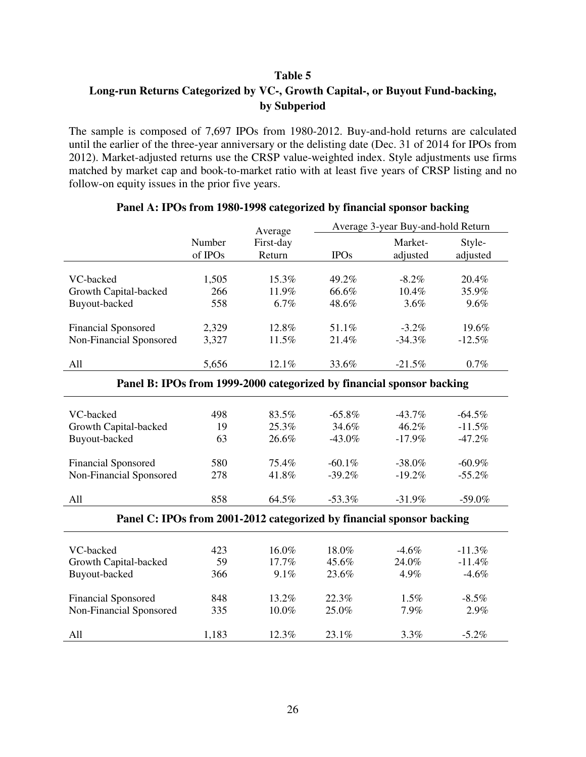## Table 5
## Long-run Returns Categorized by VC-, Growth Capital-, or Buyout Fund-backing, by Subperiod

The sample is composed of 7,697 IPOs from 1980-2012. Buy-and-hold returns are calculated until the earlier of the three-year anniversary or the delisting date (Dec. 31 of 2014 for IPOs from 2012). Market-adjusted returns use the CRSP value-weighted index. Style adjustments use firms matched by market cap and book-to-market ratio with at least five years of CRSP listing and no follow-on equity issues in the prior five years.

**Panel A: IPOs from 1980-1998 categorized by financial sponsor backing**

| | Number of IPOs | Average First-day Return | Average 3-year Buy-and-hold Return: IPOs | Market-adjusted | Style-adjusted |
|---|---|---|---|---|---|
| VC-backed | 1,505 | 15.3% | 49.2% | -8.2% | 20.4% |
| Growth Capital-backed | 266 | 11.9% | 66.6% | 10.4% | 35.9% |
| Buyout-backed | 558 | 6.7% | 48.6% | 3.6% | 9.6% |
| Financial Sponsored | 2,329 | 12.8% | 51.1% | -3.2% | 19.6% |
| Non-Financial Sponsored | 3,327 | 11.5% | 21.4% | -34.3% | -12.5% |
| All | 5,656 | 12.1% | 33.6% | -21.5% | 0.7% |

**Panel B: IPOs from 1999-2000 categorized by financial sponsor backing**

| | Number of IPOs | Average First-day Return | Average 3-year Buy-and-hold Return: IPOs | Market-adjusted | Style-adjusted |
|---|---|---|---|---|---|
| VC-backed | 498 | 83.5% | -65.8% | -43.7% | -64.5% |
| Growth Capital-backed | 19 | 25.3% | 34.6% | 46.2% | -11.5% |
| Buyout-backed | 63 | 26.6% | -43.0% | -17.9% | -47.2% |
| Financial Sponsored | 580 | 75.4% | -60.1% | -38.0% | -60.9% |
| Non-Financial Sponsored | 278 | 41.8% | -39.2% | -19.2% | -55.2% |
| All | 858 | 64.5% | -53.3% | -31.9% | -59.0% |

**Panel C: IPOs from 2001-2012 categorized by financial sponsor backing**

| | Number of IPOs | Average First-day Return | Average 3-year Buy-and-hold Return: IPOs | Market-adjusted | Style-adjusted |
|---|---|---|---|---|---|
| VC-backed | 423 | 16.0% | 18.0% | -4.6% | -11.3% |
| Growth Capital-backed | 59 | 17.7% | 45.6% | 24.0% | -11.4% |
| Buyout-backed | 366 | 9.1% | 23.6% | 4.9% | -4.6% |
| Financial Sponsored | 848 | 13.2% | 22.3% | 1.5% | -8.5% |
| Non-Financial Sponsored | 335 | 10.0% | 25.0% | 7.9% | 2.9% |
| All | 1,183 | 12.3% | 23.1% | 3.3% | -5.2% |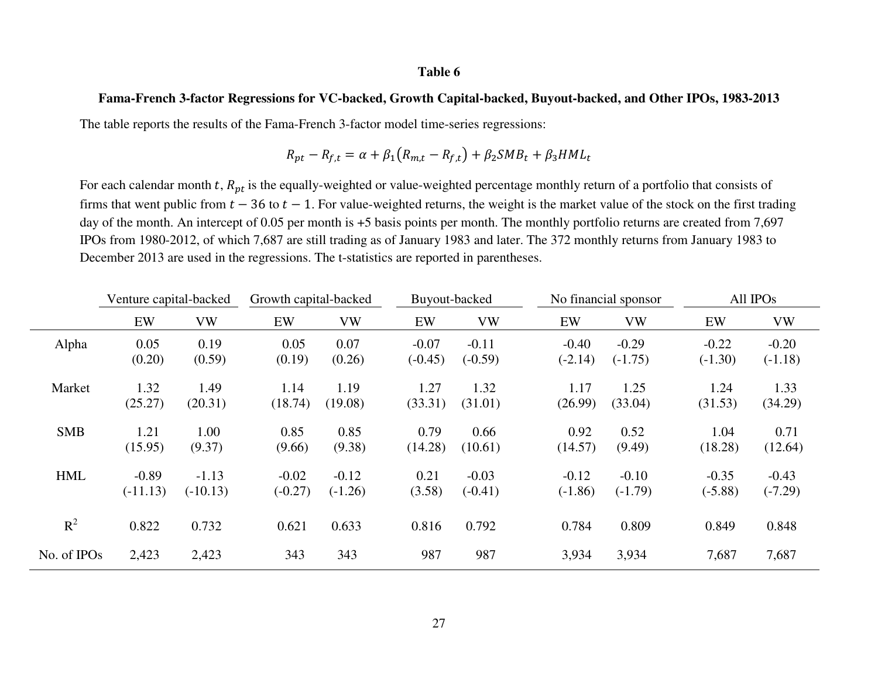**Table 6**

**Fama-French 3-factor Regressions for VC-backed, Growth Capital-backed, Buyout-backed, and Other IPOs, 1983-2013**

The table reports the results of the Fama-French 3-factor model time-series regressions:

$$R_{pt} - R_{f,t} = \alpha + \beta_1 (R_{m,t} - R_{f,t}) + \beta_2 SMB_t + \beta_3 HML_t$$

For each calendar month $t$, $R_{pt}$ is the equally-weighted or value-weighted percentage monthly return of a portfolio that consists of firms that went public from $t-36$ to $t-1$. For value-weighted returns, the weight is the market value of the stock on the first trading day of the month. An intercept of 0.05 per month is +5 basis points per month. The monthly portfolio returns are created from 7,697 IPOs from 1980-2012, of which 7,687 are still trading as of January 1983 and later. The 372 monthly returns from January 1983 to December 2013 are used in the regressions. The t-statistics are reported in parentheses.

| | Venture capital-backed | | Growth capital-backed | | Buyout-backed | | No financial sponsor | | All IPOs | |
|---|---|---|---|---|---|---|---|---|---|---|
| | EW | VW | EW | VW | EW | VW | EW | VW | EW | VW |
| Alpha | 0.05 | 0.19 | 0.05 | 0.07 | -0.07 | -0.11 | -0.40 | -0.29 | -0.22 | -0.20 |
| | (0.20) | (0.59) | (0.19) | (0.26) | (-0.45) | (-0.59) | (-2.14) | (-1.75) | (-1.30) | (-1.18) |
| Market | 1.32 | 1.49 | 1.14 | 1.19 | 1.27 | 1.32 | 1.17 | 1.25 | 1.24 | 1.33 |
| | (25.27) | (20.31) | (18.74) | (19.08) | (33.31) | (31.01) | (26.99) | (33.04) | (31.53) | (34.29) |
| SMB | 1.21 | 1.00 | 0.85 | 0.85 | 0.79 | 0.66 | 0.92 | 0.52 | 1.04 | 0.71 |
| | (15.95) | (9.37) | (9.66) | (9.38) | (14.28) | (10.61) | (14.57) | (9.49) | (18.28) | (12.64) |
| HML | -0.89 | -1.13 | -0.02 | -0.12 | 0.21 | -0.03 | -0.12 | -0.10 | -0.35 | -0.43 |
| | (-11.13) | (-10.13) | (-0.27) | (-1.26) | (3.58) | (-0.41) | (-1.86) | (-1.79) | (-5.88) | (-7.29) |
| $R^2$ | 0.822 | 0.732 | 0.621 | 0.633 | 0.816 | 0.792 | 0.784 | 0.809 | 0.849 | 0.848 |
| No. of IPOs | 2,423 | 2,423 | 343 | 343 | 987 | 987 | 3,934 | 3,934 | 7,687 | 7,687 |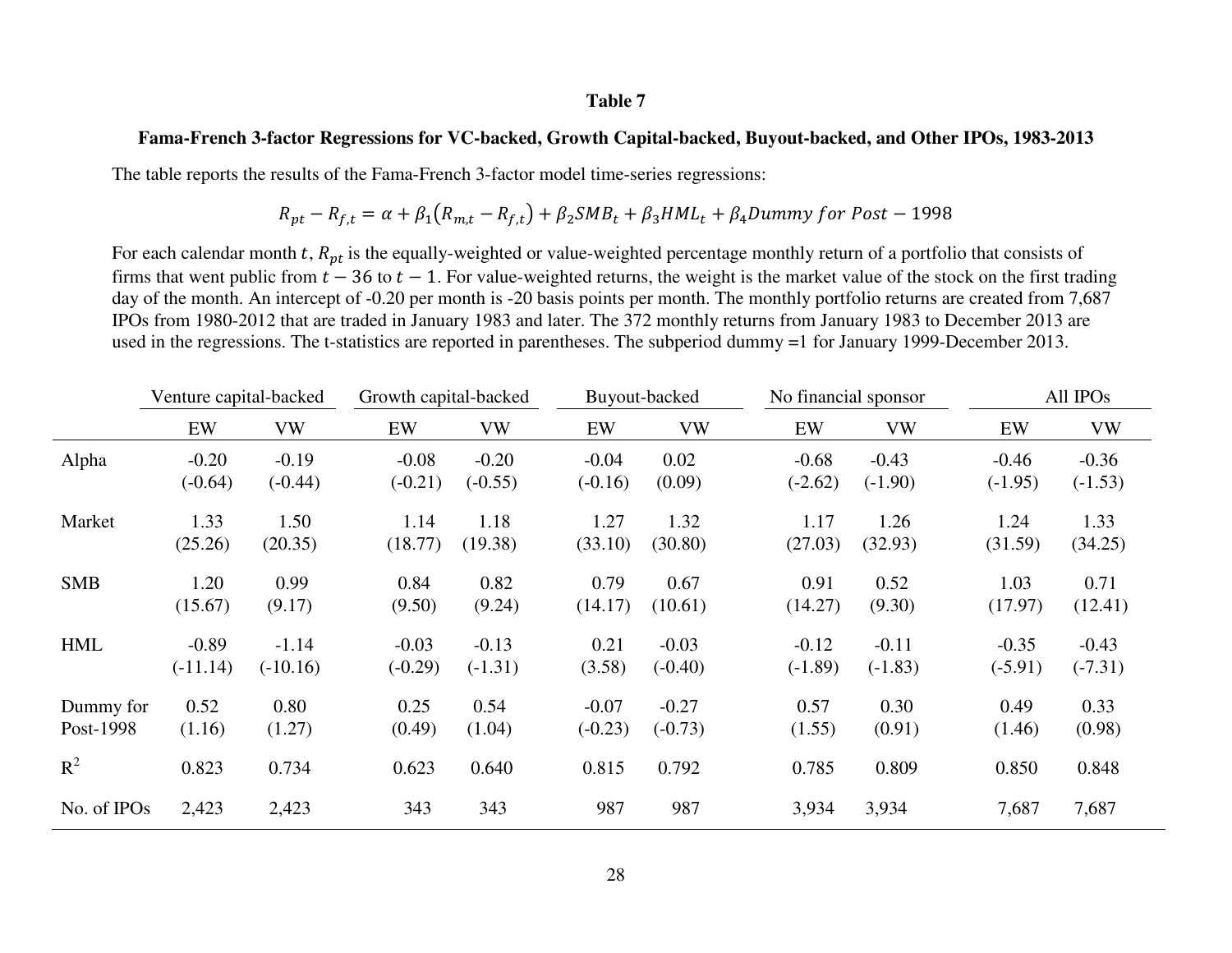**Table 7**

**Fama-French 3-factor Regressions for VC-backed, Growth Capital-backed, Buyout-backed, and Other IPOs, 1983-2013**

The table reports the results of the Fama-French 3-factor model time-series regressions:

$$R_{pt} - R_{f,t} = \alpha + \beta_1(R_{m,t} - R_{f,t}) + \beta_2 SMB_t + \beta_3 HML_t + \beta_4 Dummy\ for\ Post-1998$$

For each calendar month $t$, $R_{pt}$ is the equally-weighted or value-weighted percentage monthly return of a portfolio that consists of firms that went public from $t-36$ to $t-1$. For value-weighted returns, the weight is the market value of the stock on the first trading day of the month. An intercept of -0.20 per month is -20 basis points per month. The monthly portfolio returns are created from 7,687 IPOs from 1980-2012 that are traded in January 1983 and later. The 372 monthly returns from January 1983 to December 2013 are used in the regressions. The t-statistics are reported in parentheses. The subperiod dummy =1 for January 1999-December 2013.

| | Venture capital-backed | | Growth capital-backed | | Buyout-backed | | No financial sponsor | | All IPOs | |
|---|---|---|---|---|---|---|---|---|---|---|
| | EW | VW | EW | VW | EW | VW | EW | VW | EW | VW |
| Alpha | -0.20 | -0.19 | -0.08 | -0.20 | -0.04 | 0.02 | -0.68 | -0.43 | -0.46 | -0.36 |
| | (-0.64) | (-0.44) | (-0.21) | (-0.55) | (-0.16) | (0.09) | (-2.62) | (-1.90) | (-1.95) | (-1.53) |
| Market | 1.33 | 1.50 | 1.14 | 1.18 | 1.27 | 1.32 | 1.17 | 1.26 | 1.24 | 1.33 |
| | (25.26) | (20.35) | (18.77) | (19.38) | (33.10) | (30.80) | (27.03) | (32.93) | (31.59) | (34.25) |
| SMB | 1.20 | 0.99 | 0.84 | 0.82 | 0.79 | 0.67 | 0.91 | 0.52 | 1.03 | 0.71 |
| | (15.67) | (9.17) | (9.50) | (9.24) | (14.17) | (10.61) | (14.27) | (9.30) | (17.97) | (12.41) |
| HML | -0.89 | -1.14 | -0.03 | -0.13 | 0.21 | -0.03 | -0.12 | -0.11 | -0.35 | -0.43 |
| | (-11.14) | (-10.16) | (-0.29) | (-1.31) | (3.58) | (-0.40) | (-1.89) | (-1.83) | (-5.91) | (-7.31) |
| Dummy for Post-1998 | 0.52 | 0.80 | 0.25 | 0.54 | -0.07 | -0.27 | 0.57 | 0.30 | 0.49 | 0.33 |
| | (1.16) | (1.27) | (0.49) | (1.04) | (-0.23) | (-0.73) | (1.55) | (0.91) | (1.46) | (0.98) |
| $R^2$ | 0.823 | 0.734 | 0.623 | 0.640 | 0.815 | 0.792 | 0.785 | 0.809 | 0.850 | 0.848 |
| No. of IPOs | 2,423 | 2,423 | 343 | 343 | 987 | 987 | 3,934 | 3,934 | 7,687 | 7,687 |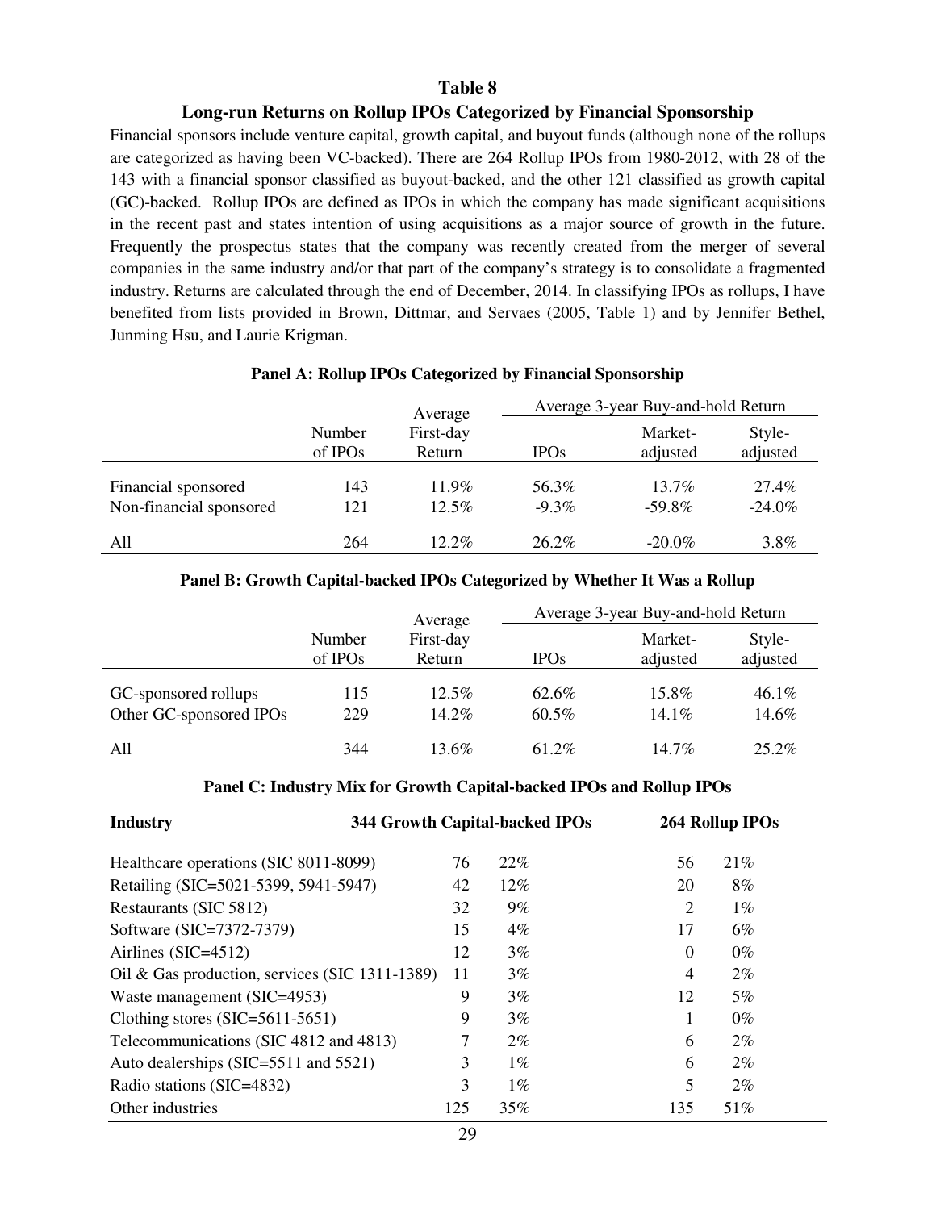# Table 8

## Long-run Returns on Rollup IPOs Categorized by Financial Sponsorship

Financial sponsors include venture capital, growth capital, and buyout funds (although none of the rollups are categorized as having been VC-backed). There are 264 Rollup IPOs from 1980-2012, with 28 of the 143 with a financial sponsor classified as buyout-backed, and the other 121 classified as growth capital (GC)-backed. Rollup IPOs are defined as IPOs in which the company has made significant acquisitions in the recent past and states intention of using acquisitions as a major source of growth in the future. Frequently the prospectus states that the company was recently created from the merger of several companies in the same industry and/or that part of the company's strategy is to consolidate a fragmented industry. Returns are calculated through the end of December, 2014. In classifying IPOs as rollups, I have benefited from lists provided in Brown, Dittmar, and Servaes (2005, Table 1) and by Jennifer Bethel, Junming Hsu, and Laurie Krigman.

### Panel A: Rollup IPOs Categorized by Financial Sponsorship

| | Number of IPOs | Average First-day Return | Average 3-year Buy-and-hold Return | | |
|---|---|---|---|---|---|
| | | | IPOs | Market-adjusted | Style-adjusted |
| Financial sponsored | 143 | 11.9% | 56.3% | 13.7% | 27.4% |
| Non-financial sponsored | 121 | 12.5% | -9.3% | -59.8% | -24.0% |
| All | 264 | 12.2% | 26.2% | -20.0% | 3.8% |

### Panel B: Growth Capital-backed IPOs Categorized by Whether It Was a Rollup

| | Number of IPOs | Average First-day Return | Average 3-year Buy-and-hold Return | | |
|---|---|---|---|---|---|
| | | | IPOs | Market-adjusted | Style-adjusted |
| GC-sponsored rollups | 115 | 12.5% | 62.6% | 15.8% | 46.1% |
| Other GC-sponsored IPOs | 229 | 14.2% | 60.5% | 14.1% | 14.6% |
| All | 344 | 13.6% | 61.2% | 14.7% | 25.2% |

### Panel C: Industry Mix for Growth Capital-backed IPOs and Rollup IPOs

| Industry | 344 Growth Capital-backed IPOs | | 264 Rollup IPOs | |
|---|---|---|---|---|
| Healthcare operations (SIC 8011-8099) | 76 | 22% | 56 | 21% |
| Retailing (SIC=5021-5399, 5941-5947) | 42 | 12% | 20 | 8% |
| Restaurants (SIC 5812) | 32 | 9% | 2 | 1% |
| Software (SIC=7372-7379) | 15 | 4% | 17 | 6% |
| Airlines (SIC=4512) | 12 | 3% | 0 | 0% |
| Oil & Gas production, services (SIC 1311-1389) | 11 | 3% | 4 | 2% |
| Waste management (SIC=4953) | 9 | 3% | 12 | 5% |
| Clothing stores (SIC=5611-5651) | 9 | 3% | 1 | 0% |
| Telecommunications (SIC 4812 and 4813) | 7 | 2% | 6 | 2% |
| Auto dealerships (SIC=5511 and 5521) | 3 | 1% | 6 | 2% |
| Radio stations (SIC=4832) | 3 | 1% | 5 | 2% |
| Other industries | 125 | 35% | 135 | 51% |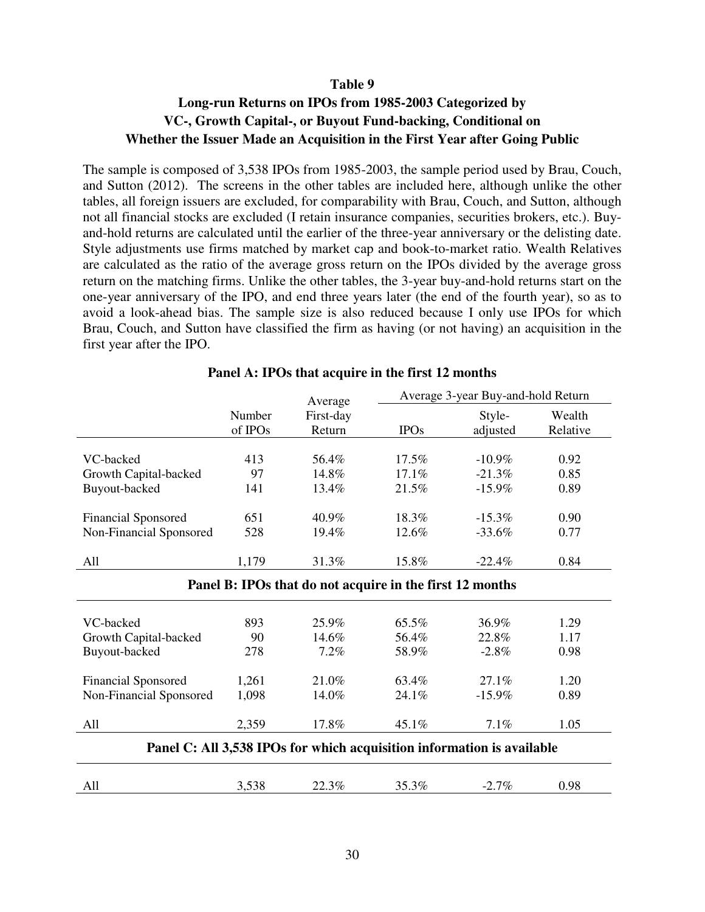## Table 9

## Long-run Returns on IPOs from 1985-2003 Categorized by VC-, Growth Capital-, or Buyout Fund-backing, Conditional on Whether the Issuer Made an Acquisition in the First Year after Going Public

The sample is composed of 3,538 IPOs from 1985-2003, the sample period used by Brau, Couch, and Sutton (2012). The screens in the other tables are included here, although unlike the other tables, all foreign issuers are excluded, for comparability with Brau, Couch, and Sutton, although not all financial stocks are excluded (I retain insurance companies, securities brokers, etc.). Buy-and-hold returns are calculated until the earlier of the three-year anniversary or the delisting date. Style adjustments use firms matched by market cap and book-to-market ratio. Wealth Relatives are calculated as the ratio of the average gross return on the IPOs divided by the average gross return on the matching firms. Unlike the other tables, the 3-year buy-and-hold returns start on the one-year anniversary of the IPO, and end three years later (the end of the fourth year), so as to avoid a look-ahead bias. The sample size is also reduced because I only use IPOs for which Brau, Couch, and Sutton have classified the firm as having (or not having) an acquisition in the first year after the IPO.

| | Number of IPOs | Average First-day Return | Average 3-year Buy-and-hold Return | | |
|---|---|---|---|---|---|
| | | | IPOs | Style-adjusted | Wealth Relative |
| **Panel A: IPOs that acquire in the first 12 months** | | | | | |
| VC-backed | 413 | 56.4% | 17.5% | -10.9% | 0.92 |
| Growth Capital-backed | 97 | 14.8% | 17.1% | -21.3% | 0.85 |
| Buyout-backed | 141 | 13.4% | 21.5% | -15.9% | 0.89 |
| Financial Sponsored | 651 | 40.9% | 18.3% | -15.3% | 0.90 |
| Non-Financial Sponsored | 528 | 19.4% | 12.6% | -33.6% | 0.77 |
| All | 1,179 | 31.3% | 15.8% | -22.4% | 0.84 |
| **Panel B: IPOs that do not acquire in the first 12 months** | | | | | |
| VC-backed | 893 | 25.9% | 65.5% | 36.9% | 1.29 |
| Growth Capital-backed | 90 | 14.6% | 56.4% | 22.8% | 1.17 |
| Buyout-backed | 278 | 7.2% | 58.9% | -2.8% | 0.98 |
| Financial Sponsored | 1,261 | 21.0% | 63.4% | 27.1% | 1.20 |
| Non-Financial Sponsored | 1,098 | 14.0% | 24.1% | -15.9% | 0.89 |
| All | 2,359 | 17.8% | 45.1% | 7.1% | 1.05 |
| **Panel C: All 3,538 IPOs for which acquisition information is available** | | | | | |
| All | 3,538 | 22.3% | 35.3% | -2.7% | 0.98 |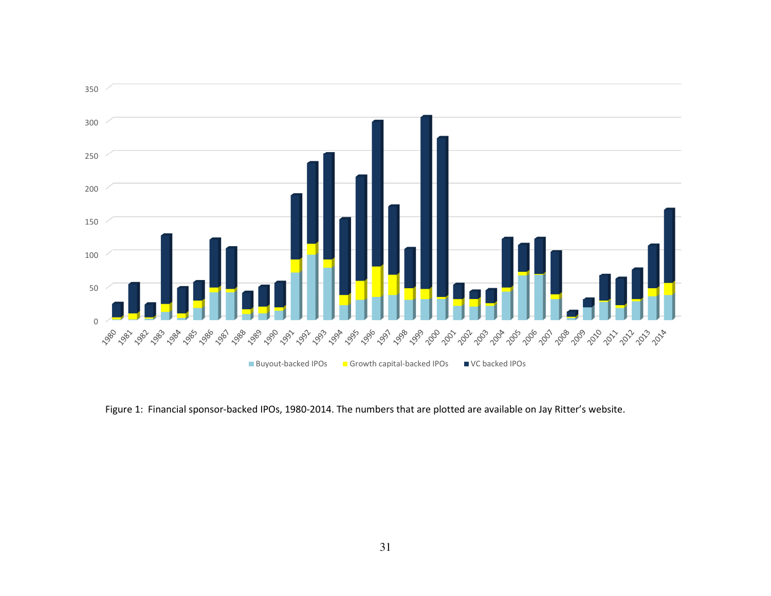Figure 1: Financial sponsor-backed IPOs, 1980-2014. The numbers that are plotted are available on Jay Ritter's website.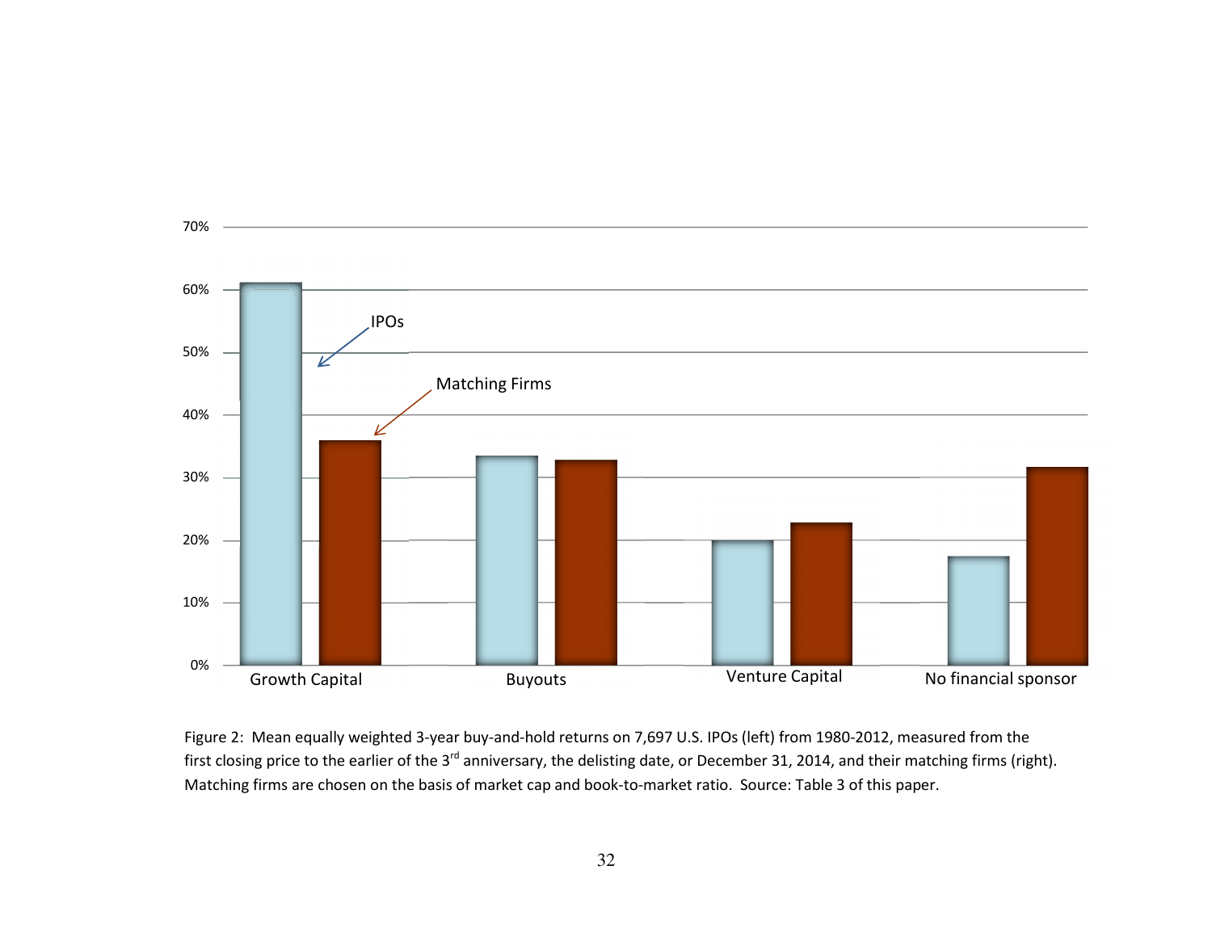Figure 2: Mean equally weighted 3-year buy-and-hold returns on 7,697 U.S. IPOs (left) from 1980-2012, measured from the first closing price to the earlier of the 3rd anniversary, the delisting date, or December 31, 2014, and their matching firms (right). Matching firms are chosen on the basis of market cap and book-to-market ratio. Source: Table 3 of this paper.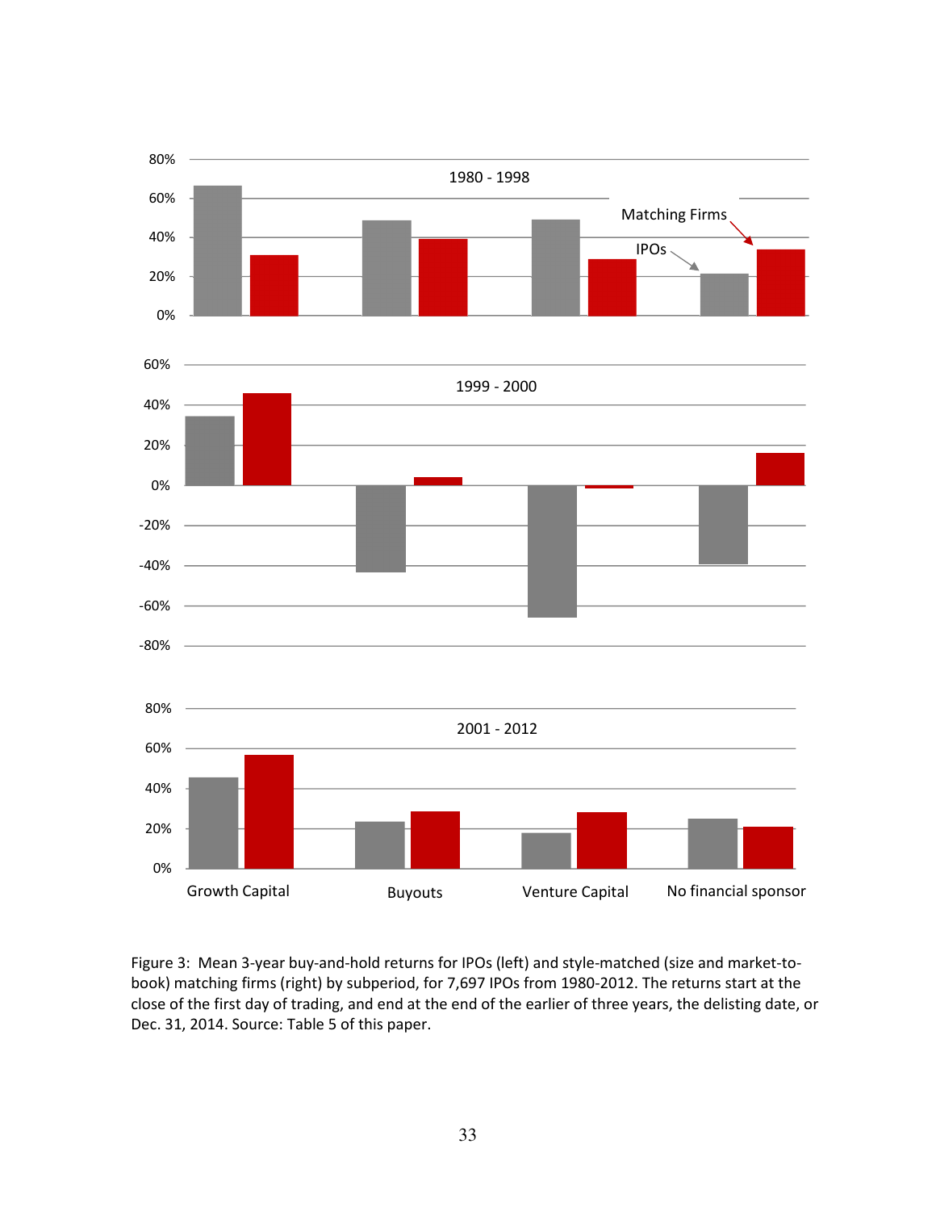Figure 3: Mean 3-year buy-and-hold returns for IPOs (left) and style-matched (size and market-to-book) matching firms (right) by subperiod, for 7,697 IPOs from 1980-2012. The returns start at the close of the first day of trading, and end at the end of the earlier of three years, the delisting date, or Dec. 31, 2014. Source: Table 5 of this paper.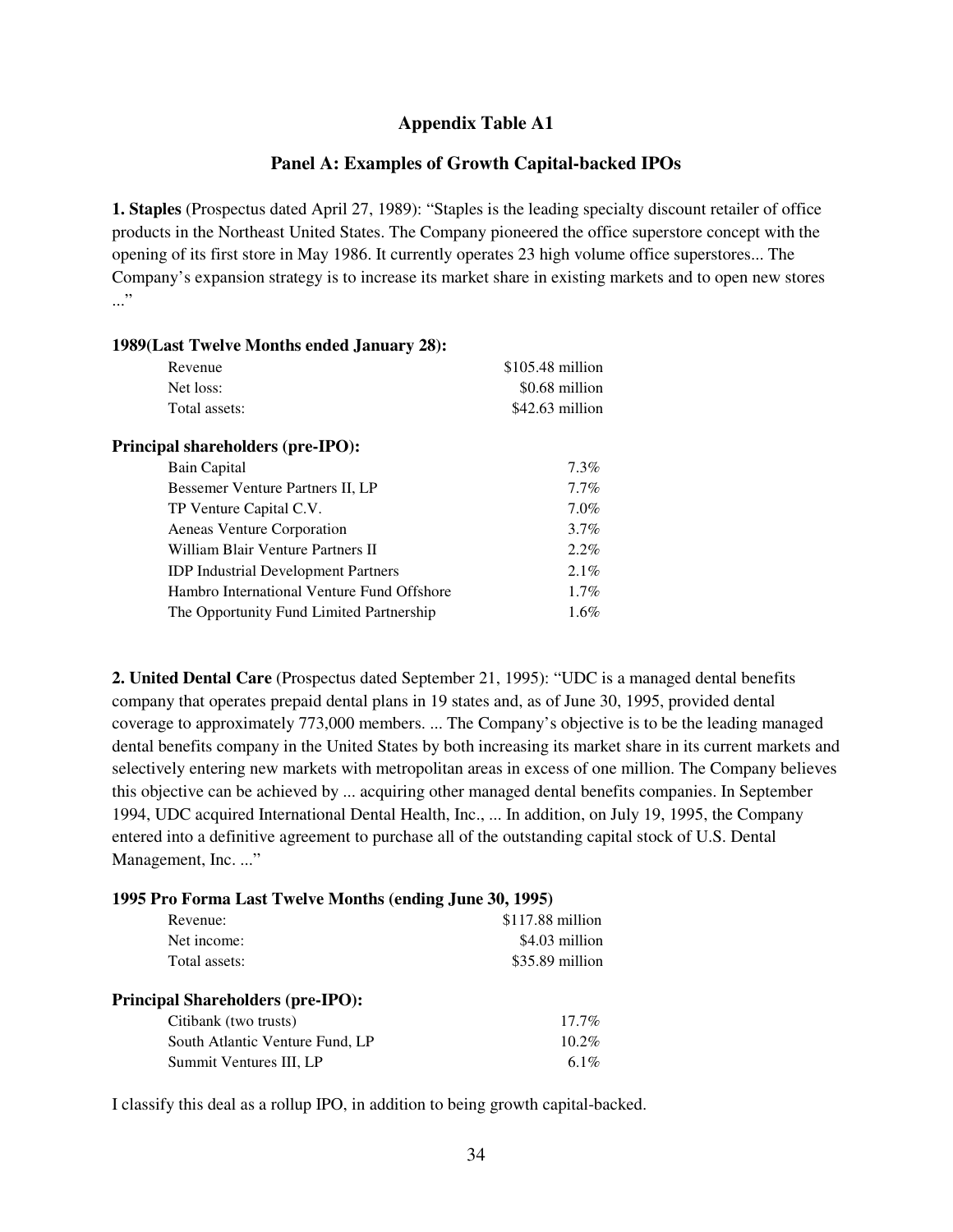## Appendix Table A1

### Panel A: Examples of Growth Capital-backed IPOs

**1. Staples** (Prospectus dated April 27, 1989): "Staples is the leading specialty discount retailer of office products in the Northeast United States. The Company pioneered the office superstore concept with the opening of its first store in May 1986. It currently operates 23 high volume office superstores... The Company's expansion strategy is to increase its market share in existing markets and to open new stores ..."

**1989(Last Twelve Months ended January 28):**

| | |
|---|---|
| Revenue | \$105.48 million |
| Net loss: | \$0.68 million |
| Total assets: | \$42.63 million |

**Principal shareholders (pre-IPO):**

| | |
|---|---|
| Bain Capital | 7.3% |
| Bessemer Venture Partners II, LP | 7.7% |
| TP Venture Capital C.V. | 7.0% |
| Aeneas Venture Corporation | 3.7% |
| William Blair Venture Partners II | 2.2% |
| IDP Industrial Development Partners | 2.1% |
| Hambro International Venture Fund Offshore | 1.7% |
| The Opportunity Fund Limited Partnership | 1.6% |

**2. United Dental Care** (Prospectus dated September 21, 1995): "UDC is a managed dental benefits company that operates prepaid dental plans in 19 states and, as of June 30, 1995, provided dental coverage to approximately 773,000 members. ... The Company's objective is to be the leading managed dental benefits company in the United States by both increasing its market share in its current markets and selectively entering new markets with metropolitan areas in excess of one million. The Company believes this objective can be achieved by ... acquiring other managed dental benefits companies. In September 1994, UDC acquired International Dental Health, Inc., ... In addition, on July 19, 1995, the Company entered into a definitive agreement to purchase all of the outstanding capital stock of U.S. Dental Management, Inc. ..."

**1995 Pro Forma Last Twelve Months (ending June 30, 1995)**

| | |
|---|---|
| Revenue: | \$117.88 million |
| Net income: | \$4.03 million |
| Total assets: | \$35.89 million |

**Principal Shareholders (pre-IPO):**

| | |
|---|---|
| Citibank (two trusts) | 17.7% |
| South Atlantic Venture Fund, LP | 10.2% |
| Summit Ventures III, LP | 6.1% |

I classify this deal as a rollup IPO, in addition to being growth capital-backed.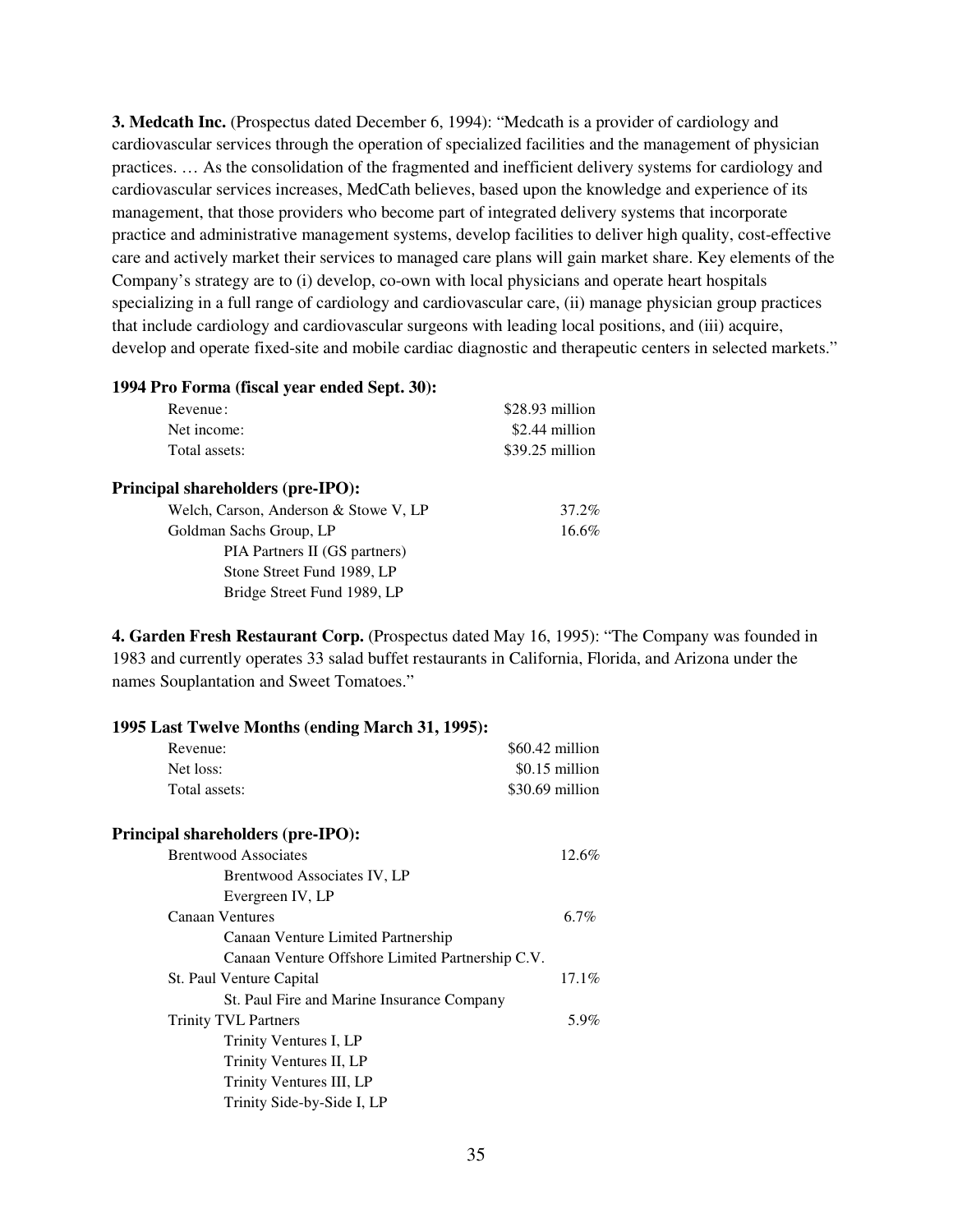**3. Medcath Inc.** (Prospectus dated December 6, 1994): "Medcath is a provider of cardiology and cardiovascular services through the operation of specialized facilities and the management of physician practices. … As the consolidation of the fragmented and inefficient delivery systems for cardiology and cardiovascular services increases, MedCath believes, based upon the knowledge and experience of its management, that those providers who become part of integrated delivery systems that incorporate practice and administrative management systems, develop facilities to deliver high quality, cost-effective care and actively market their services to managed care plans will gain market share. Key elements of the Company's strategy are to (i) develop, co-own with local physicians and operate heart hospitals specializing in a full range of cardiology and cardiovascular care, (ii) manage physician group practices that include cardiology and cardiovascular surgeons with leading local positions, and (iii) acquire, develop and operate fixed-site and mobile cardiac diagnostic and therapeutic centers in selected markets."

**1994 Pro Forma (fiscal year ended Sept. 30):**

| | |
|---|---|
| Revenue: | $28.93 million |
| Net income: | $2.44 million |
| Total assets: | $39.25 million |

**Principal shareholders (pre-IPO):**

| | |
|---|---|
| Welch, Carson, Anderson & Stowe V, LP | 37.2% |
| Goldman Sachs Group, LP | 16.6% |
| PIA Partners II (GS partners) | |
| Stone Street Fund 1989, LP | |
| Bridge Street Fund 1989, LP | |

**4. Garden Fresh Restaurant Corp.** (Prospectus dated May 16, 1995): "The Company was founded in 1983 and currently operates 33 salad buffet restaurants in California, Florida, and Arizona under the names Souplantation and Sweet Tomatoes."

**1995 Last Twelve Months (ending March 31, 1995):**

| | |
|---|---|
| Revenue: | $60.42 million |
| Net loss: | $0.15 million |
| Total assets: | $30.69 million |

**Principal shareholders (pre-IPO):**

| | |
|---|---|
| Brentwood Associates | 12.6% |
| Brentwood Associates IV, LP | |
| Evergreen IV, LP | |
| Canaan Ventures | 6.7% |
| Canaan Venture Limited Partnership | |
| Canaan Venture Offshore Limited Partnership C.V. | |
| St. Paul Venture Capital | 17.1% |
| St. Paul Fire and Marine Insurance Company | |
| Trinity TVL Partners | 5.9% |
| Trinity Ventures I, LP | |
| Trinity Ventures II, LP | |
| Trinity Ventures III, LP | |
| Trinity Side-by-Side I, LP | |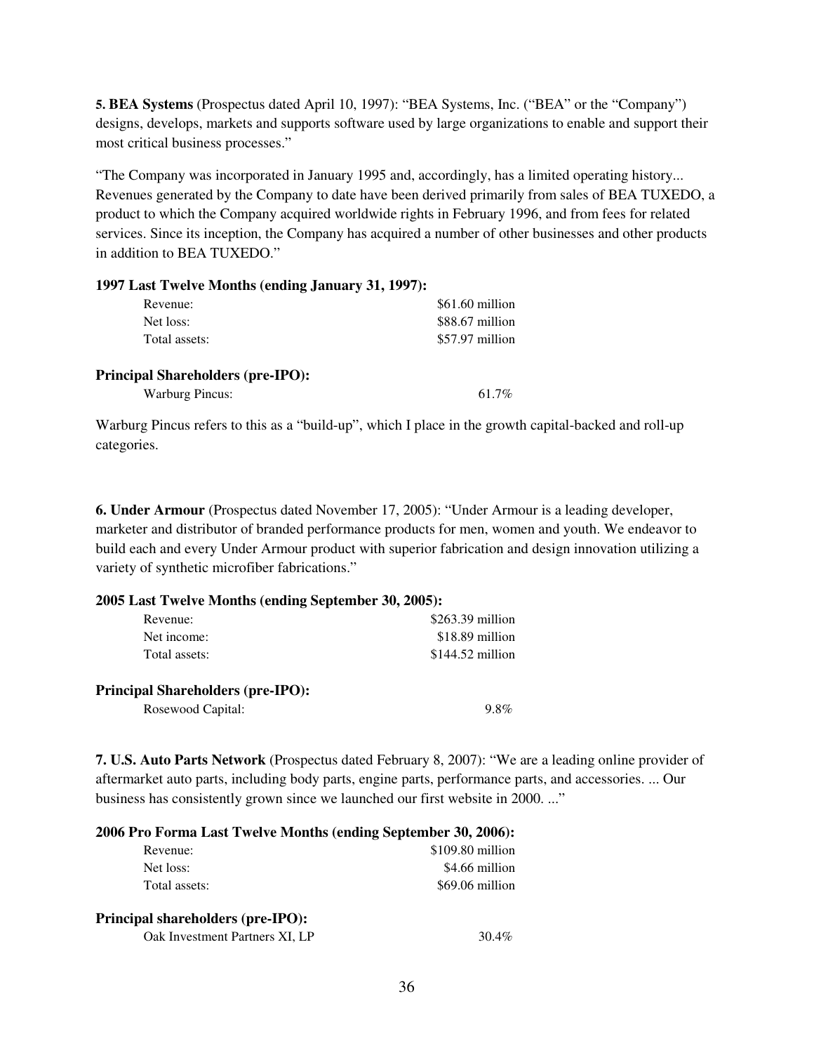**5. BEA Systems** (Prospectus dated April 10, 1997): "BEA Systems, Inc. ("BEA" or the "Company") designs, develops, markets and supports software used by large organizations to enable and support their most critical business processes."

"The Company was incorporated in January 1995 and, accordingly, has a limited operating history... Revenues generated by the Company to date have been derived primarily from sales of BEA TUXEDO, a product to which the Company acquired worldwide rights in February 1996, and from fees for related services. Since its inception, the Company has acquired a number of other businesses and other products in addition to BEA TUXEDO."

**1997 Last Twelve Months (ending January 31, 1997):**

| | |
|---|---|
| Revenue: | $61.60 million |
| Net loss: | $88.67 million |
| Total assets: | $57.97 million |

**Principal Shareholders (pre-IPO):**

| | |
|---|---|
| Warburg Pincus: | 61.7% |

Warburg Pincus refers to this as a "build-up", which I place in the growth capital-backed and roll-up categories.

**6. Under Armour** (Prospectus dated November 17, 2005): "Under Armour is a leading developer, marketer and distributor of branded performance products for men, women and youth. We endeavor to build each and every Under Armour product with superior fabrication and design innovation utilizing a variety of synthetic microfiber fabrications."

**2005 Last Twelve Months (ending September 30, 2005):**

| | |
|---|---|
| Revenue: | $263.39 million |
| Net income: | $18.89 million |
| Total assets: | $144.52 million |

**Principal Shareholders (pre-IPO):**

| | |
|---|---|
| Rosewood Capital: | 9.8% |

**7. U.S. Auto Parts Network** (Prospectus dated February 8, 2007): "We are a leading online provider of aftermarket auto parts, including body parts, engine parts, performance parts, and accessories. ... Our business has consistently grown since we launched our first website in 2000. ..."

**2006 Pro Forma Last Twelve Months (ending September 30, 2006):**

| | |
|---|---|
| Revenue: | $109.80 million |
| Net loss: | $4.66 million |
| Total assets: | $69.06 million |

**Principal shareholders (pre-IPO):**

| | |
|---|---|
| Oak Investment Partners XI, LP | 30.4% |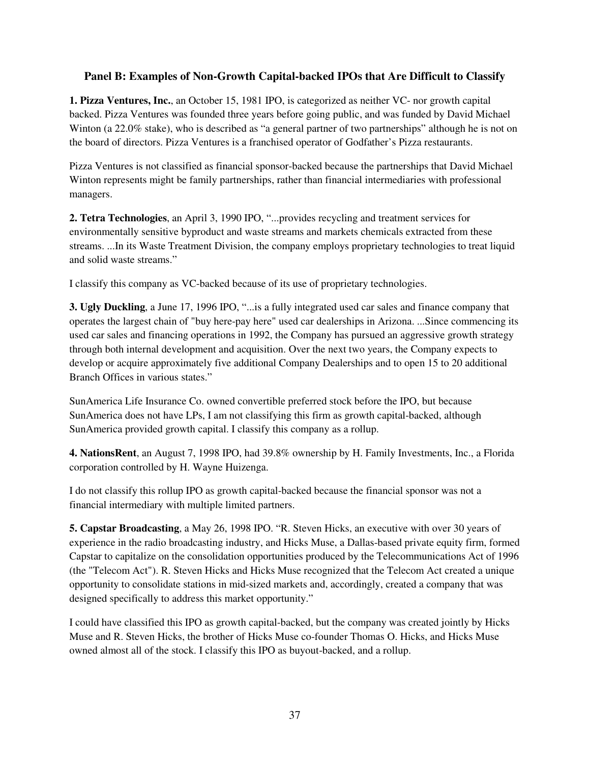### Panel B: Examples of Non-Growth Capital-backed IPOs that Are Difficult to Classify

**1. Pizza Ventures, Inc.**, an October 15, 1981 IPO, is categorized as neither VC- nor growth capital backed. Pizza Ventures was founded three years before going public, and was funded by David Michael Winton (a 22.0% stake), who is described as "a general partner of two partnerships" although he is not on the board of directors. Pizza Ventures is a franchised operator of Godfather's Pizza restaurants.

Pizza Ventures is not classified as financial sponsor-backed because the partnerships that David Michael Winton represents might be family partnerships, rather than financial intermediaries with professional managers.

**2. Tetra Technologies**, an April 3, 1990 IPO, "...provides recycling and treatment services for environmentally sensitive byproduct and waste streams and markets chemicals extracted from these streams. ...In its Waste Treatment Division, the company employs proprietary technologies to treat liquid and solid waste streams."

I classify this company as VC-backed because of its use of proprietary technologies.

**3. Ugly Duckling**, a June 17, 1996 IPO, "...is a fully integrated used car sales and finance company that operates the largest chain of "buy here-pay here" used car dealerships in Arizona. ...Since commencing its used car sales and financing operations in 1992, the Company has pursued an aggressive growth strategy through both internal development and acquisition. Over the next two years, the Company expects to develop or acquire approximately five additional Company Dealerships and to open 15 to 20 additional Branch Offices in various states."

SunAmerica Life Insurance Co. owned convertible preferred stock before the IPO, but because SunAmerica does not have LPs, I am not classifying this firm as growth capital-backed, although SunAmerica provided growth capital. I classify this company as a rollup.

**4. NationsRent**, an August 7, 1998 IPO, had 39.8% ownership by H. Family Investments, Inc., a Florida corporation controlled by H. Wayne Huizenga.

I do not classify this rollup IPO as growth capital-backed because the financial sponsor was not a financial intermediary with multiple limited partners.

**5. Capstar Broadcasting**, a May 26, 1998 IPO. "R. Steven Hicks, an executive with over 30 years of experience in the radio broadcasting industry, and Hicks Muse, a Dallas-based private equity firm, formed Capstar to capitalize on the consolidation opportunities produced by the Telecommunications Act of 1996 (the "Telecom Act"). R. Steven Hicks and Hicks Muse recognized that the Telecom Act created a unique opportunity to consolidate stations in mid-sized markets and, accordingly, created a company that was designed specifically to address this market opportunity."

I could have classified this IPO as growth capital-backed, but the company was created jointly by Hicks Muse and R. Steven Hicks, the brother of Hicks Muse co-founder Thomas O. Hicks, and Hicks Muse owned almost all of the stock. I classify this IPO as buyout-backed, and a rollup.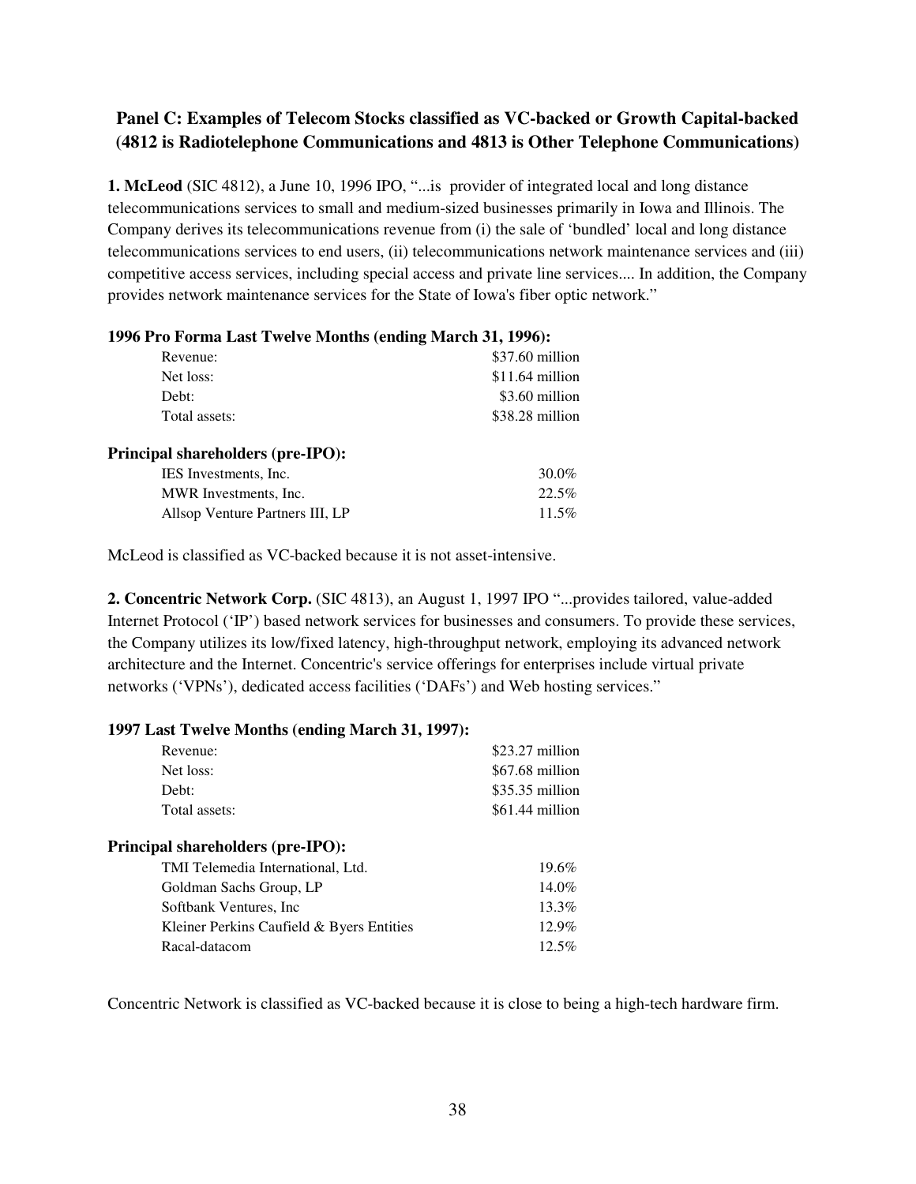**Panel C: Examples of Telecom Stocks classified as VC-backed or Growth Capital-backed (4812 is Radiotelephone Communications and 4813 is Other Telephone Communications)**

**1. McLeod** (SIC 4812), a June 10, 1996 IPO, "...is provider of integrated local and long distance telecommunications services to small and medium-sized businesses primarily in Iowa and Illinois. The Company derives its telecommunications revenue from (i) the sale of 'bundled' local and long distance telecommunications services to end users, (ii) telecommunications network maintenance services and (iii) competitive access services, including special access and private line services.... In addition, the Company provides network maintenance services for the State of Iowa's fiber optic network."

**1996 Pro Forma Last Twelve Months (ending March 31, 1996):**

| | |
|---|---|
| Revenue: | \$37.60 million |
| Net loss: | \$11.64 million |
| Debt: | \$3.60 million |
| Total assets: | \$38.28 million |

**Principal shareholders (pre-IPO):**

| | |
|---|---|
| IES Investments, Inc. | 30.0% |
| MWR Investments, Inc. | 22.5% |
| Allsop Venture Partners III, LP | 11.5% |

McLeod is classified as VC-backed because it is not asset-intensive.

**2. Concentric Network Corp.** (SIC 4813), an August 1, 1997 IPO "...provides tailored, value-added Internet Protocol ('IP') based network services for businesses and consumers. To provide these services, the Company utilizes its low/fixed latency, high-throughput network, employing its advanced network architecture and the Internet. Concentric's service offerings for enterprises include virtual private networks ('VPNs'), dedicated access facilities ('DAFs') and Web hosting services."

**1997 Last Twelve Months (ending March 31, 1997):**

| | |
|---|---|
| Revenue: | \$23.27 million |
| Net loss: | \$67.68 million |
| Debt: | \$35.35 million |
| Total assets: | \$61.44 million |

**Principal shareholders (pre-IPO):**

| | |
|---|---|
| TMI Telemedia International, Ltd. | 19.6% |
| Goldman Sachs Group, LP | 14.0% |
| Softbank Ventures, Inc | 13.3% |
| Kleiner Perkins Caufield & Byers Entities | 12.9% |
| Racal-datacom | 12.5% |

Concentric Network is classified as VC-backed because it is close to being a high-tech hardware firm.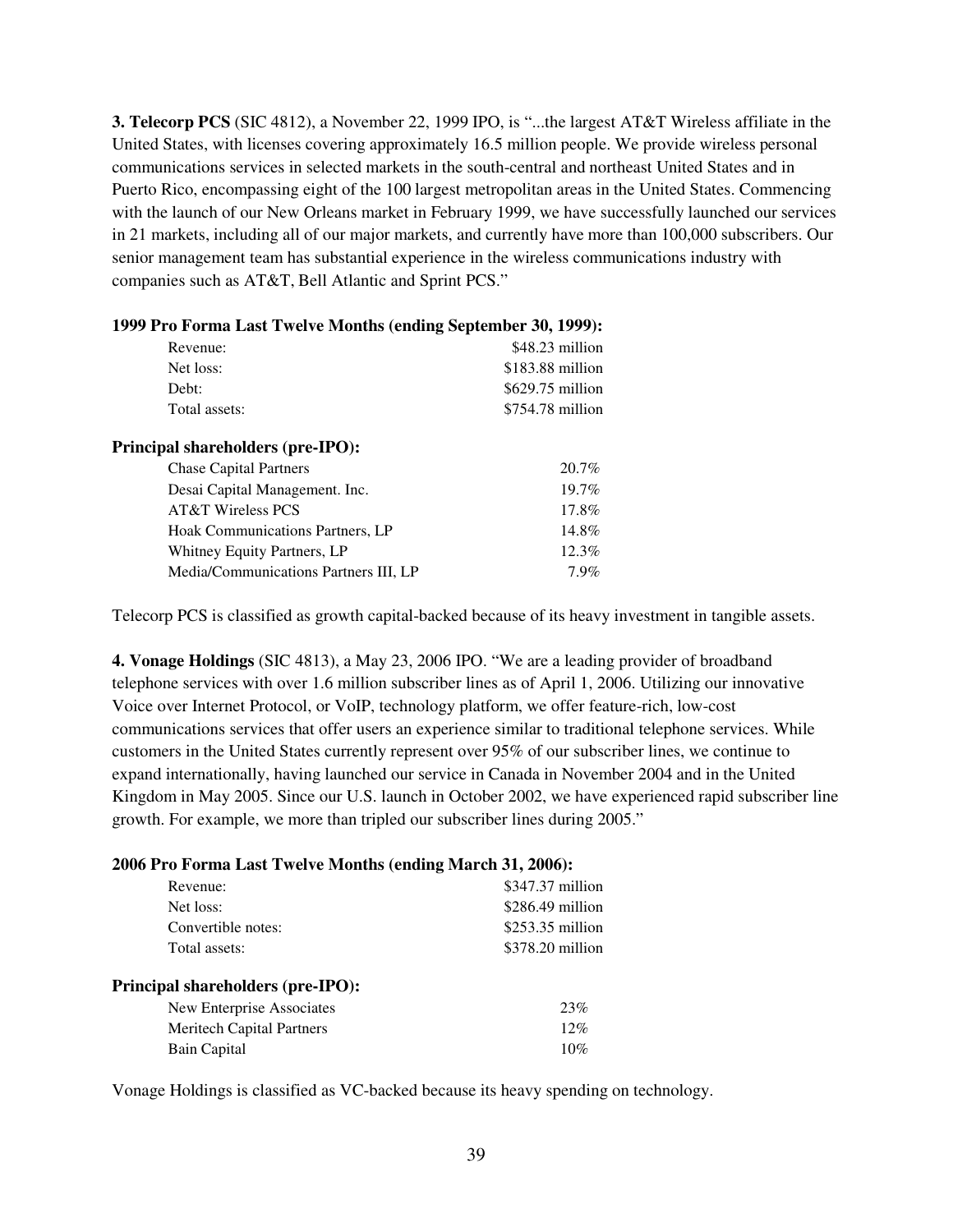**3. Telecorp PCS** (SIC 4812), a November 22, 1999 IPO, is "...the largest AT&T Wireless affiliate in the United States, with licenses covering approximately 16.5 million people. We provide wireless personal communications services in selected markets in the south-central and northeast United States and in Puerto Rico, encompassing eight of the 100 largest metropolitan areas in the United States. Commencing with the launch of our New Orleans market in February 1999, we have successfully launched our services in 21 markets, including all of our major markets, and currently have more than 100,000 subscribers. Our senior management team has substantial experience in the wireless communications industry with companies such as AT&T, Bell Atlantic and Sprint PCS."

**1999 Pro Forma Last Twelve Months (ending September 30, 1999):**

| | |
|---|---|
| Revenue: | $48.23 million |
| Net loss: | $183.88 million |
| Debt: | $629.75 million |
| Total assets: | $754.78 million |

**Principal shareholders (pre-IPO):**

| | |
|---|---|
| Chase Capital Partners | 20.7% |
| Desai Capital Management. Inc. | 19.7% |
| AT&T Wireless PCS | 17.8% |
| Hoak Communications Partners, LP | 14.8% |
| Whitney Equity Partners, LP | 12.3% |
| Media/Communications Partners III, LP | 7.9% |

Telecorp PCS is classified as growth capital-backed because of its heavy investment in tangible assets.

**4. Vonage Holdings** (SIC 4813), a May 23, 2006 IPO. "We are a leading provider of broadband telephone services with over 1.6 million subscriber lines as of April 1, 2006. Utilizing our innovative Voice over Internet Protocol, or VoIP, technology platform, we offer feature-rich, low-cost communications services that offer users an experience similar to traditional telephone services. While customers in the United States currently represent over 95% of our subscriber lines, we continue to expand internationally, having launched our service in Canada in November 2004 and in the United Kingdom in May 2005. Since our U.S. launch in October 2002, we have experienced rapid subscriber line growth. For example, we more than tripled our subscriber lines during 2005."

**2006 Pro Forma Last Twelve Months (ending March 31, 2006):**

| | |
|---|---|
| Revenue: | $347.37 million |
| Net loss: | $286.49 million |
| Convertible notes: | $253.35 million |
| Total assets: | $378.20 million |

**Principal shareholders (pre-IPO):**

| | |
|---|---|
| New Enterprise Associates | 23% |
| Meritech Capital Partners | 12% |
| Bain Capital | 10% |

Vonage Holdings is classified as VC-backed because its heavy spending on technology.